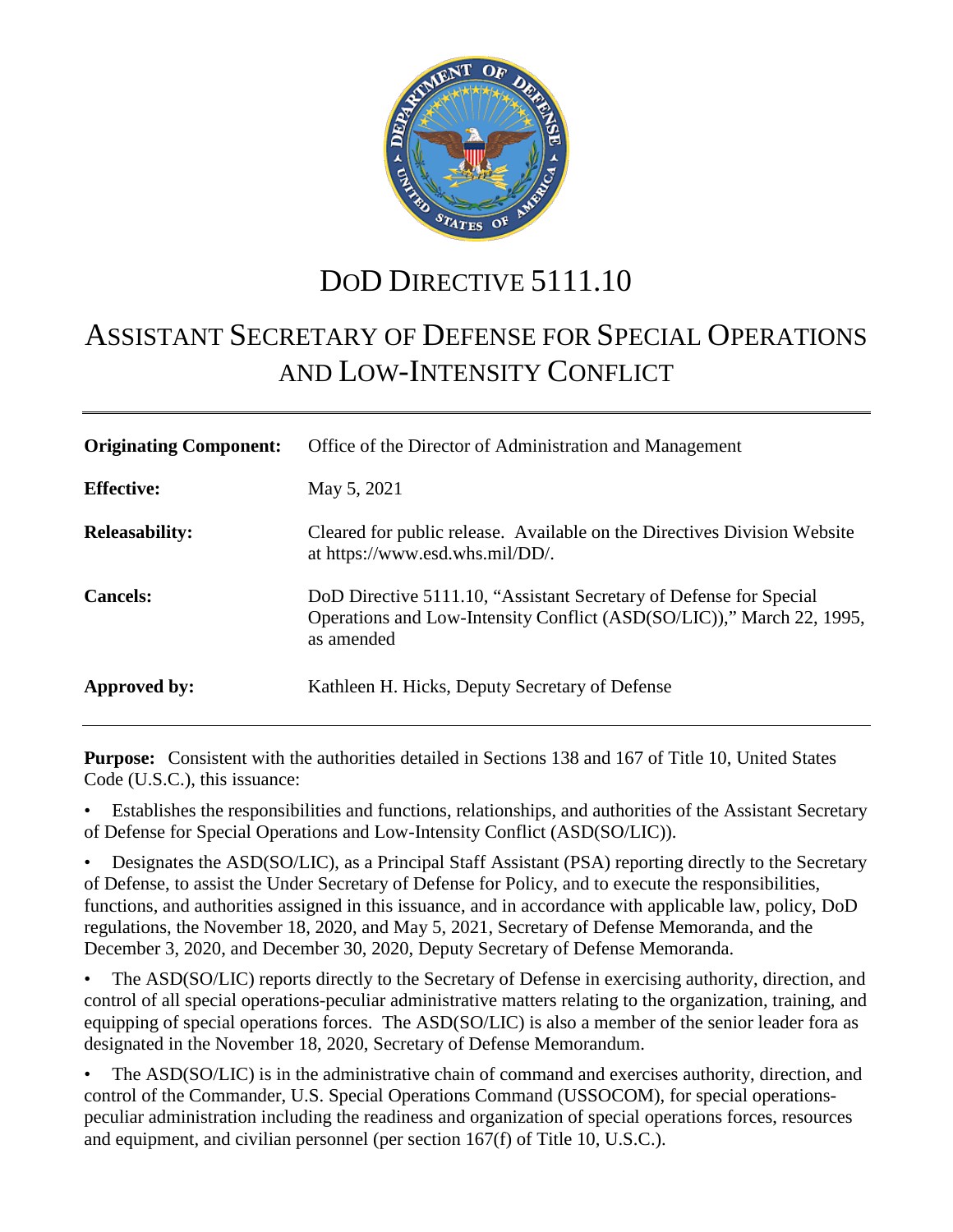# DoD Directive 5111.10

# Assistant Secretary of Defense for Special Operations and Low-Intensity Conflict

| | |
|---|---|
| **Originating Component:** | Office of the Director of Administration and Management |
| **Effective:** | May 5, 2021 |
| **Releasability:** | Cleared for public release. Available on the Directives Division Website at https://www.esd.whs.mil/DD/. |
| **Cancels:** | DoD Directive 5111.10, "Assistant Secretary of Defense for Special Operations and Low-Intensity Conflict (ASD(SO/LIC))," March 22, 1995, as amended |
| **Approved by:** | Kathleen H. Hicks, Deputy Secretary of Defense |

**Purpose:** Consistent with the authorities detailed in Sections 138 and 167 of Title 10, United States Code (U.S.C.), this issuance:

- Establishes the responsibilities and functions, relationships, and authorities of the Assistant Secretary of Defense for Special Operations and Low-Intensity Conflict (ASD(SO/LIC)).
- Designates the ASD(SO/LIC), as a Principal Staff Assistant (PSA) reporting directly to the Secretary of Defense, to assist the Under Secretary of Defense for Policy, and to execute the responsibilities, functions, and authorities assigned in this issuance, and in accordance with applicable law, policy, DoD regulations, the November 18, 2020, and May 5, 2021, Secretary of Defense Memoranda, and the December 3, 2020, and December 30, 2020, Deputy Secretary of Defense Memoranda.
- The ASD(SO/LIC) reports directly to the Secretary of Defense in exercising authority, direction, and control of all special operations-peculiar administrative matters relating to the organization, training, and equipping of special operations forces. The ASD(SO/LIC) is also a member of the senior leader fora as designated in the November 18, 2020, Secretary of Defense Memorandum.
- The ASD(SO/LIC) is in the administrative chain of command and exercises authority, direction, and control of the Commander, U.S. Special Operations Command (USSOCOM), for special operations-peculiar administration including the readiness and organization of special operations forces, resources and equipment, and civilian personnel (per section 167(f) of Title 10, U.S.C.).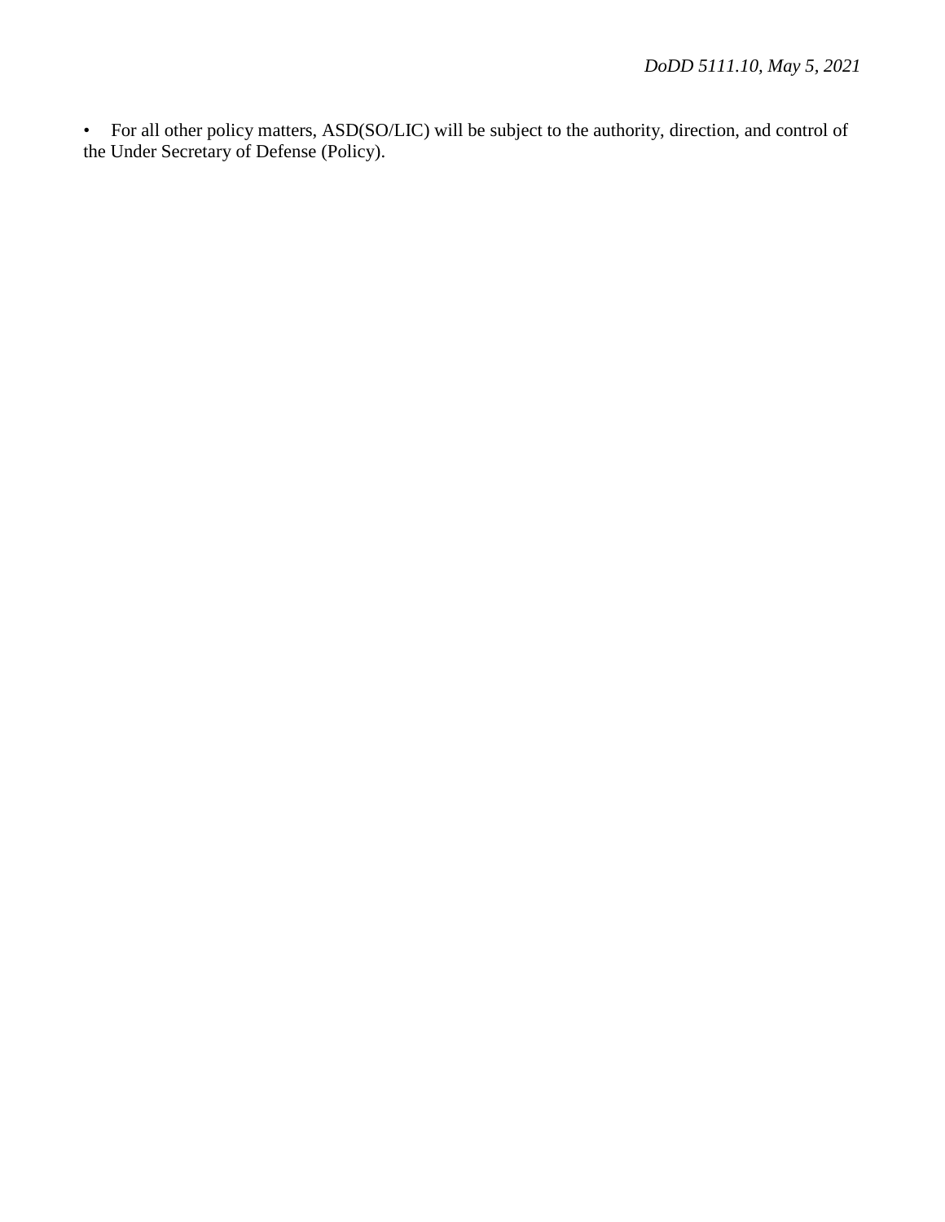- For all other policy matters, ASD(SO/LIC) will be subject to the authority, direction, and control of the Under Secretary of Defense (Policy).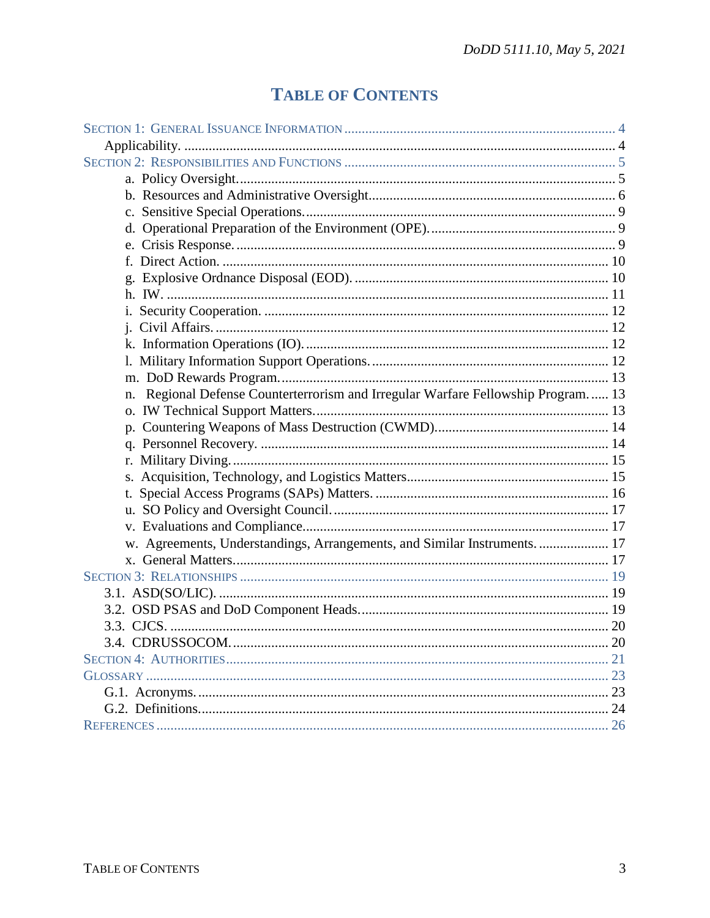# TABLE OF CONTENTS

SECTION 1: GENERAL ISSUANCE INFORMATION ............................................................................ 4
- Applicability. ......................................................................................................................... 4

SECTION 2: RESPONSIBILITIES AND FUNCTIONS ............................................................................ 5
- a. Policy Oversight. ........................................................................................................... 5
- b. Resources and Administrative Oversight ..................................................................... 6
- c. Sensitive Special Operations. ........................................................................................ 9
- d. Operational Preparation of the Environment (OPE). ..................................................... 9
- e. Crisis Response. ............................................................................................................ 9
- f. Direct Action. .............................................................................................................. 10
- g. Explosive Ordnance Disposal (EOD). ......................................................................... 10
- h. IW. .............................................................................................................................. 11
- i. Security Cooperation. .................................................................................................. 12
- j. Civil Affairs. ................................................................................................................ 12
- k. Information Operations (IO). ...................................................................................... 12
- l. Military Information Support Operations. ................................................................... 12
- m. DoD Rewards Program. ............................................................................................. 13
- n. Regional Defense Counterterrorism and Irregular Warfare Fellowship Program. ..... 13
- o. IW Technical Support Matters. ................................................................................... 13
- p. Countering Weapons of Mass Destruction (CWMD). ................................................ 14
- q. Personnel Recovery. ................................................................................................... 14
- r. Military Diving. ........................................................................................................... 15
- s. Acquisition, Technology, and Logistics Matters ......................................................... 15
- t. Special Access Programs (SAPs) Matters. .................................................................. 16
- u. SO Policy and Oversight Council. .............................................................................. 17
- v. Evaluations and Compliance ....................................................................................... 17
- w. Agreements, Understandings, Arrangements, and Similar Instruments. .................... 17
- x. General Matters. .......................................................................................................... 17

SECTION 3: RELATIONSHIPS ......................................................................................................... 19
- 3.1. ASD(SO/LIC). ............................................................................................................. 19
- 3.2. OSD PSAS and DoD Component Heads. ................................................................... 19
- 3.3. CJCS. .......................................................................................................................... 20
- 3.4. CDRUSSOCOM. ......................................................................................................... 20

SECTION 4: AUTHORITIES ............................................................................................................ 21

GLOSSARY ................................................................................................................................... 23
- G.1. Acronyms. .................................................................................................................... 23
- G.2. Definitions. .................................................................................................................. 24

REFERENCES ................................................................................................................................ 26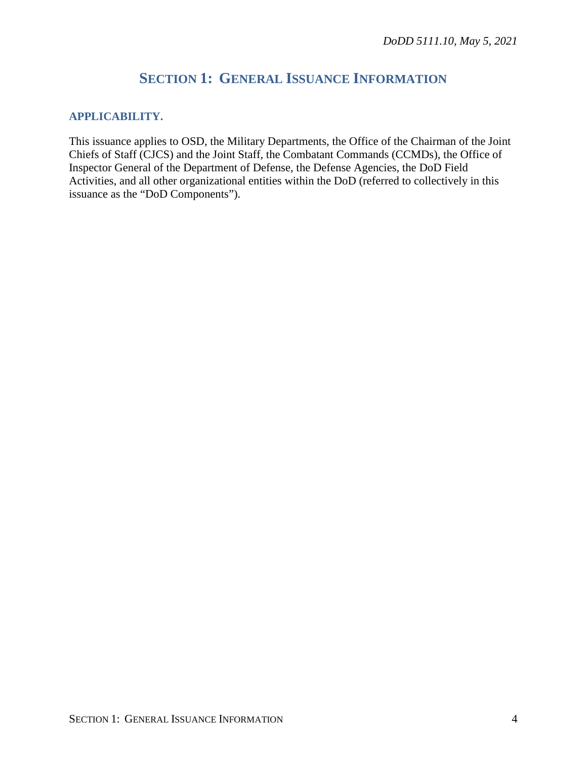# SECTION 1: GENERAL ISSUANCE INFORMATION

## APPLICABILITY.

This issuance applies to OSD, the Military Departments, the Office of the Chairman of the Joint Chiefs of Staff (CJCS) and the Joint Staff, the Combatant Commands (CCMDs), the Office of Inspector General of the Department of Defense, the Defense Agencies, the DoD Field Activities, and all other organizational entities within the DoD (referred to collectively in this issuance as the "DoD Components").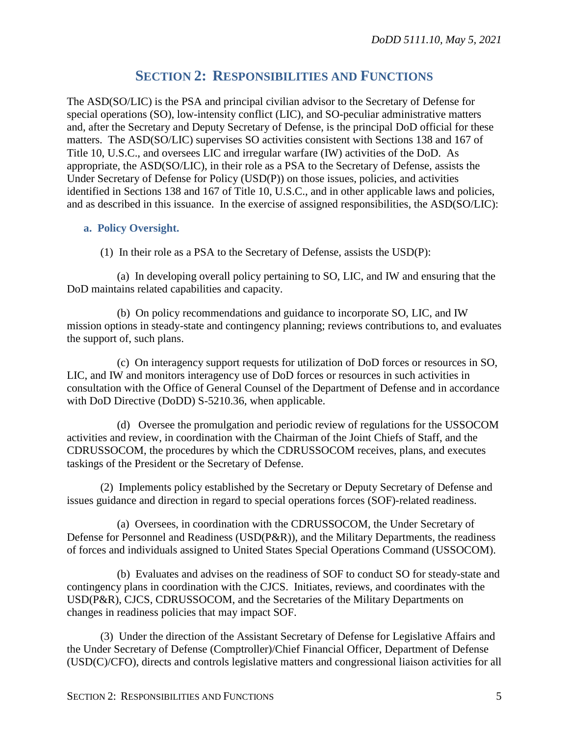# SECTION 2: RESPONSIBILITIES AND FUNCTIONS

The ASD(SO/LIC) is the PSA and principal civilian advisor to the Secretary of Defense for special operations (SO), low-intensity conflict (LIC), and SO-peculiar administrative matters and, after the Secretary and Deputy Secretary of Defense, is the principal DoD official for these matters. The ASD(SO/LIC) supervises SO activities consistent with Sections 138 and 167 of Title 10, U.S.C., and oversees LIC and irregular warfare (IW) activities of the DoD. As appropriate, the ASD(SO/LIC), in their role as a PSA to the Secretary of Defense, assists the Under Secretary of Defense for Policy (USD(P)) on those issues, policies, and activities identified in Sections 138 and 167 of Title 10, U.S.C., and in other applicable laws and policies, and as described in this issuance. In the exercise of assigned responsibilities, the ASD(SO/LIC):

## a. Policy Oversight.

(1) In their role as a PSA to the Secretary of Defense, assists the USD(P):

(a) In developing overall policy pertaining to SO, LIC, and IW and ensuring that the DoD maintains related capabilities and capacity.

(b) On policy recommendations and guidance to incorporate SO, LIC, and IW mission options in steady-state and contingency planning; reviews contributions to, and evaluates the support of, such plans.

(c) On interagency support requests for utilization of DoD forces or resources in SO, LIC, and IW and monitors interagency use of DoD forces or resources in such activities in consultation with the Office of General Counsel of the Department of Defense and in accordance with DoD Directive (DoDD) S-5210.36, when applicable.

(d) Oversee the promulgation and periodic review of regulations for the USSOCOM activities and review, in coordination with the Chairman of the Joint Chiefs of Staff, and the CDRUSSOCOM, the procedures by which the CDRUSSOCOM receives, plans, and executes taskings of the President or the Secretary of Defense.

(2) Implements policy established by the Secretary or Deputy Secretary of Defense and issues guidance and direction in regard to special operations forces (SOF)-related readiness.

(a) Oversees, in coordination with the CDRUSSOCOM, the Under Secretary of Defense for Personnel and Readiness (USD(P&R)), and the Military Departments, the readiness of forces and individuals assigned to United States Special Operations Command (USSOCOM).

(b) Evaluates and advises on the readiness of SOF to conduct SO for steady-state and contingency plans in coordination with the CJCS. Initiates, reviews, and coordinates with the USD(P&R), CJCS, CDRUSSOCOM, and the Secretaries of the Military Departments on changes in readiness policies that may impact SOF.

(3) Under the direction of the Assistant Secretary of Defense for Legislative Affairs and the Under Secretary of Defense (Comptroller)/Chief Financial Officer, Department of Defense (USD(C)/CFO), directs and controls legislative matters and congressional liaison activities for all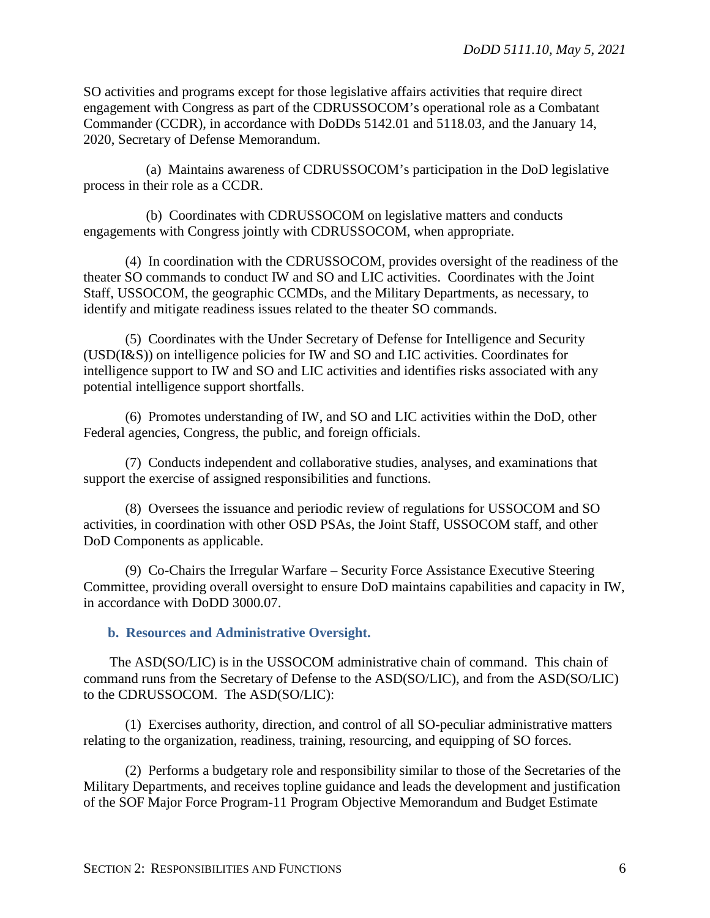SO activities and programs except for those legislative affairs activities that require direct engagement with Congress as part of the CDRUSSOCOM's operational role as a Combatant Commander (CCDR), in accordance with DoDDs 5142.01 and 5118.03, and the January 14, 2020, Secretary of Defense Memorandum.

(a) Maintains awareness of CDRUSSOCOM's participation in the DoD legislative process in their role as a CCDR.

(b) Coordinates with CDRUSSOCOM on legislative matters and conducts engagements with Congress jointly with CDRUSSOCOM, when appropriate.

(4) In coordination with the CDRUSSOCOM, provides oversight of the readiness of the theater SO commands to conduct IW and SO and LIC activities. Coordinates with the Joint Staff, USSOCOM, the geographic CCMDs, and the Military Departments, as necessary, to identify and mitigate readiness issues related to the theater SO commands.

(5) Coordinates with the Under Secretary of Defense for Intelligence and Security (USD(I&S)) on intelligence policies for IW and SO and LIC activities. Coordinates for intelligence support to IW and SO and LIC activities and identifies risks associated with any potential intelligence support shortfalls.

(6) Promotes understanding of IW, and SO and LIC activities within the DoD, other Federal agencies, Congress, the public, and foreign officials.

(7) Conducts independent and collaborative studies, analyses, and examinations that support the exercise of assigned responsibilities and functions.

(8) Oversees the issuance and periodic review of regulations for USSOCOM and SO activities, in coordination with other OSD PSAs, the Joint Staff, USSOCOM staff, and other DoD Components as applicable.

(9) Co-Chairs the Irregular Warfare – Security Force Assistance Executive Steering Committee, providing overall oversight to ensure DoD maintains capabilities and capacity in IW, in accordance with DoDD 3000.07.

### b. Resources and Administrative Oversight.

The ASD(SO/LIC) is in the USSOCOM administrative chain of command. This chain of command runs from the Secretary of Defense to the ASD(SO/LIC), and from the ASD(SO/LIC) to the CDRUSSOCOM. The ASD(SO/LIC):

(1) Exercises authority, direction, and control of all SO-peculiar administrative matters relating to the organization, readiness, training, resourcing, and equipping of SO forces.

(2) Performs a budgetary role and responsibility similar to those of the Secretaries of the Military Departments, and receives topline guidance and leads the development and justification of the SOF Major Force Program-11 Program Objective Memorandum and Budget Estimate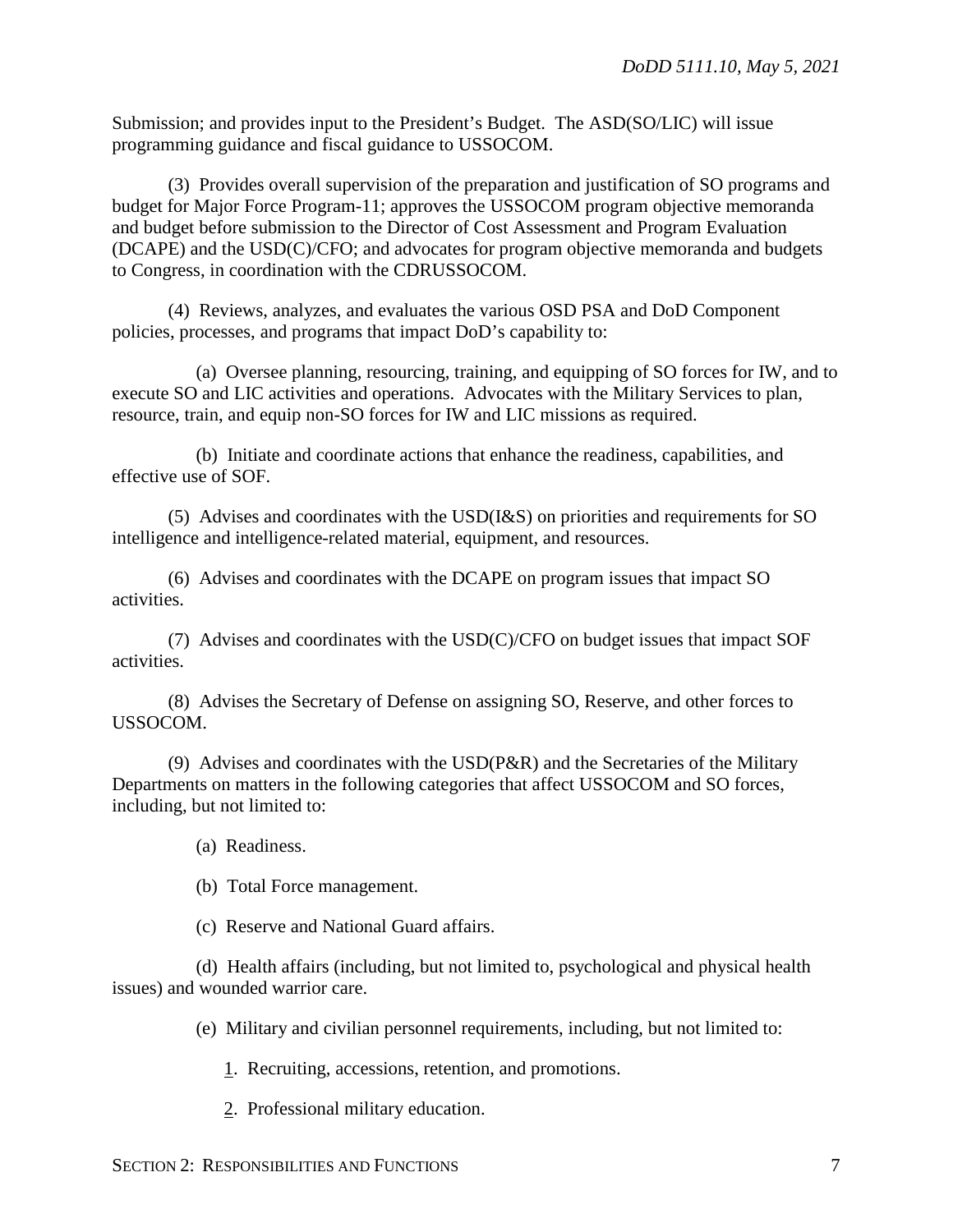Submission; and provides input to the President's Budget. The ASD(SO/LIC) will issue programming guidance and fiscal guidance to USSOCOM.

(3) Provides overall supervision of the preparation and justification of SO programs and budget for Major Force Program-11; approves the USSOCOM program objective memoranda and budget before submission to the Director of Cost Assessment and Program Evaluation (DCAPE) and the USD(C)/CFO; and advocates for program objective memoranda and budgets to Congress, in coordination with the CDRUSSOCOM.

(4) Reviews, analyzes, and evaluates the various OSD PSA and DoD Component policies, processes, and programs that impact DoD's capability to:

(a) Oversee planning, resourcing, training, and equipping of SO forces for IW, and to execute SO and LIC activities and operations. Advocates with the Military Services to plan, resource, train, and equip non-SO forces for IW and LIC missions as required.

(b) Initiate and coordinate actions that enhance the readiness, capabilities, and effective use of SOF.

(5) Advises and coordinates with the USD(I&S) on priorities and requirements for SO intelligence and intelligence-related material, equipment, and resources.

(6) Advises and coordinates with the DCAPE on program issues that impact SO activities.

(7) Advises and coordinates with the USD(C)/CFO on budget issues that impact SOF activities.

(8) Advises the Secretary of Defense on assigning SO, Reserve, and other forces to USSOCOM.

(9) Advises and coordinates with the USD(P&R) and the Secretaries of the Military Departments on matters in the following categories that affect USSOCOM and SO forces, including, but not limited to:

(a) Readiness.

(b) Total Force management.

(c) Reserve and National Guard affairs.

(d) Health affairs (including, but not limited to, psychological and physical health issues) and wounded warrior care.

(e) Military and civilian personnel requirements, including, but not limited to:

1. Recruiting, accessions, retention, and promotions.

2. Professional military education.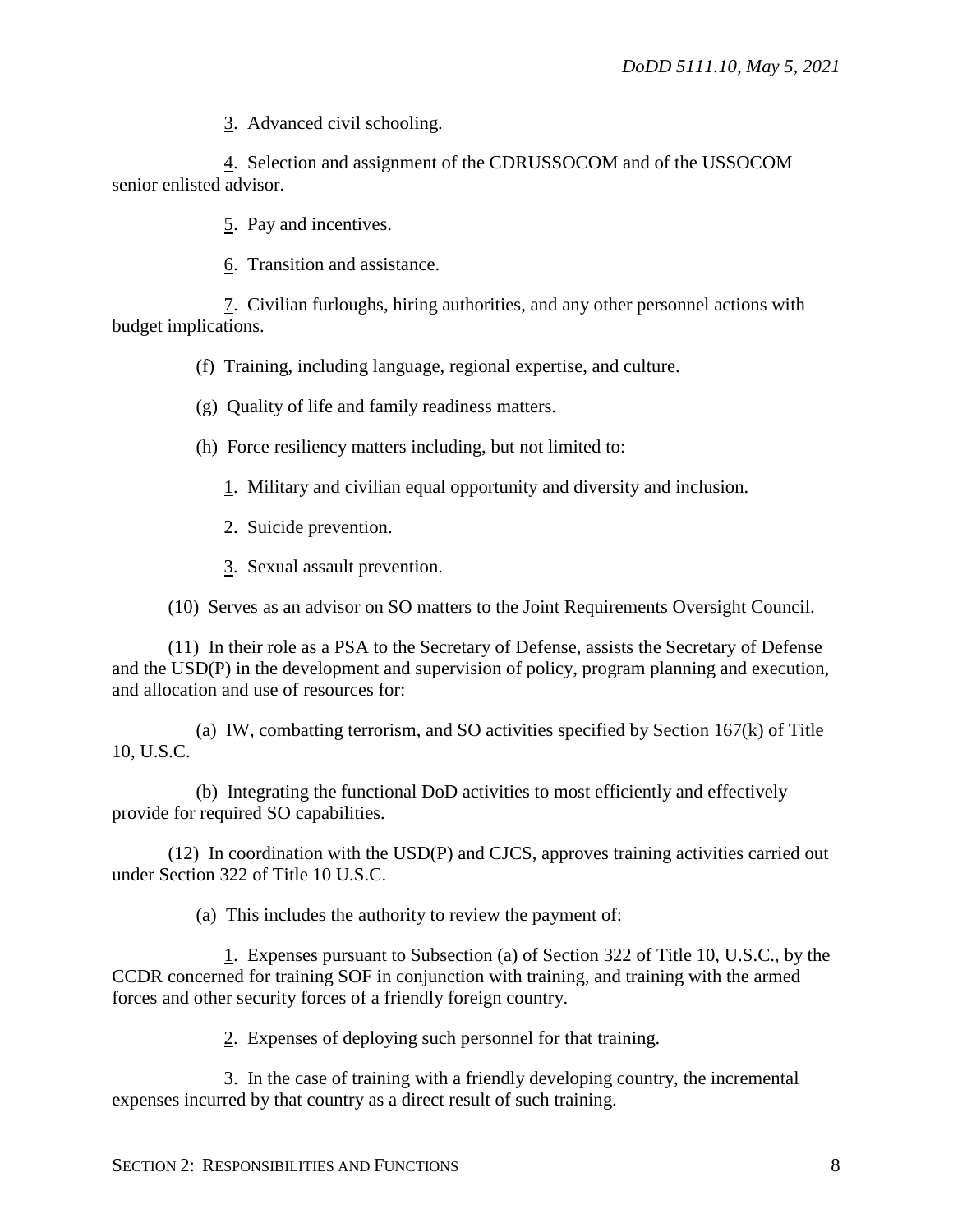3. Advanced civil schooling.

4. Selection and assignment of the CDRUSSOCOM and of the USSOCOM senior enlisted advisor.

5. Pay and incentives.

6. Transition and assistance.

7. Civilian furloughs, hiring authorities, and any other personnel actions with budget implications.

(f) Training, including language, regional expertise, and culture.

(g) Quality of life and family readiness matters.

(h) Force resiliency matters including, but not limited to:

1. Military and civilian equal opportunity and diversity and inclusion.

2. Suicide prevention.

3. Sexual assault prevention.

(10) Serves as an advisor on SO matters to the Joint Requirements Oversight Council.

(11) In their role as a PSA to the Secretary of Defense, assists the Secretary of Defense and the USD(P) in the development and supervision of policy, program planning and execution, and allocation and use of resources for:

(a) IW, combatting terrorism, and SO activities specified by Section 167(k) of Title 10, U.S.C.

(b) Integrating the functional DoD activities to most efficiently and effectively provide for required SO capabilities.

(12) In coordination with the USD(P) and CJCS, approves training activities carried out under Section 322 of Title 10 U.S.C.

(a) This includes the authority to review the payment of:

1. Expenses pursuant to Subsection (a) of Section 322 of Title 10, U.S.C., by the CCDR concerned for training SOF in conjunction with training, and training with the armed forces and other security forces of a friendly foreign country.

2. Expenses of deploying such personnel for that training.

3. In the case of training with a friendly developing country, the incremental expenses incurred by that country as a direct result of such training.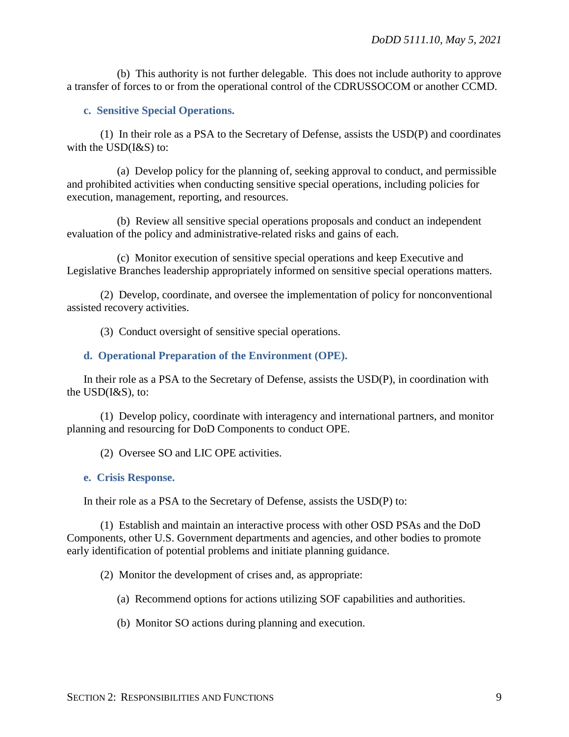(b) This authority is not further delegable. This does not include authority to approve a transfer of forces to or from the operational control of the CDRUSSOCOM or another CCMD.

**c. Sensitive Special Operations.**

(1) In their role as a PSA to the Secretary of Defense, assists the USD(P) and coordinates with the USD(I&S) to:

(a) Develop policy for the planning of, seeking approval to conduct, and permissible and prohibited activities when conducting sensitive special operations, including policies for execution, management, reporting, and resources.

(b) Review all sensitive special operations proposals and conduct an independent evaluation of the policy and administrative-related risks and gains of each.

(c) Monitor execution of sensitive special operations and keep Executive and Legislative Branches leadership appropriately informed on sensitive special operations matters.

(2) Develop, coordinate, and oversee the implementation of policy for nonconventional assisted recovery activities.

(3) Conduct oversight of sensitive special operations.

**d. Operational Preparation of the Environment (OPE).**

In their role as a PSA to the Secretary of Defense, assists the USD(P), in coordination with the USD(I&S), to:

(1) Develop policy, coordinate with interagency and international partners, and monitor planning and resourcing for DoD Components to conduct OPE.

(2) Oversee SO and LIC OPE activities.

**e. Crisis Response.**

In their role as a PSA to the Secretary of Defense, assists the USD(P) to:

(1) Establish and maintain an interactive process with other OSD PSAs and the DoD Components, other U.S. Government departments and agencies, and other bodies to promote early identification of potential problems and initiate planning guidance.

(2) Monitor the development of crises and, as appropriate:

(a) Recommend options for actions utilizing SOF capabilities and authorities.

(b) Monitor SO actions during planning and execution.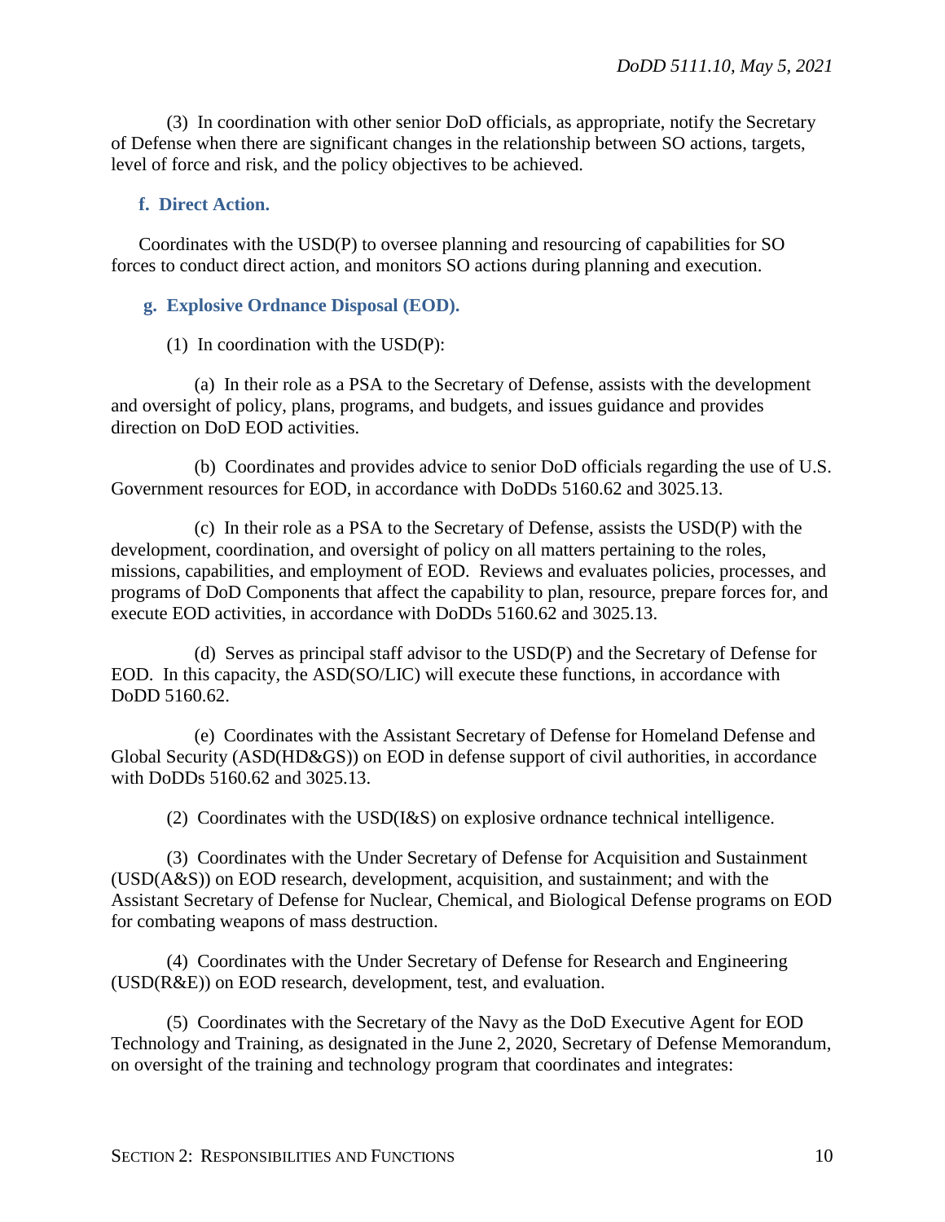(3) In coordination with other senior DoD officials, as appropriate, notify the Secretary of Defense when there are significant changes in the relationship between SO actions, targets, level of force and risk, and the policy objectives to be achieved.

**f. Direct Action.**

Coordinates with the USD(P) to oversee planning and resourcing of capabilities for SO forces to conduct direct action, and monitors SO actions during planning and execution.

**g. Explosive Ordnance Disposal (EOD).**

(1) In coordination with the USD(P):

(a) In their role as a PSA to the Secretary of Defense, assists with the development and oversight of policy, plans, programs, and budgets, and issues guidance and provides direction on DoD EOD activities.

(b) Coordinates and provides advice to senior DoD officials regarding the use of U.S. Government resources for EOD, in accordance with DoDDs 5160.62 and 3025.13.

(c) In their role as a PSA to the Secretary of Defense, assists the USD(P) with the development, coordination, and oversight of policy on all matters pertaining to the roles, missions, capabilities, and employment of EOD. Reviews and evaluates policies, processes, and programs of DoD Components that affect the capability to plan, resource, prepare forces for, and execute EOD activities, in accordance with DoDDs 5160.62 and 3025.13.

(d) Serves as principal staff advisor to the USD(P) and the Secretary of Defense for EOD. In this capacity, the ASD(SO/LIC) will execute these functions, in accordance with DoDD 5160.62.

(e) Coordinates with the Assistant Secretary of Defense for Homeland Defense and Global Security (ASD(HD&GS)) on EOD in defense support of civil authorities, in accordance with DoDDs 5160.62 and 3025.13.

(2) Coordinates with the USD(I&S) on explosive ordnance technical intelligence.

(3) Coordinates with the Under Secretary of Defense for Acquisition and Sustainment (USD(A&S)) on EOD research, development, acquisition, and sustainment; and with the Assistant Secretary of Defense for Nuclear, Chemical, and Biological Defense programs on EOD for combating weapons of mass destruction.

(4) Coordinates with the Under Secretary of Defense for Research and Engineering (USD(R&E)) on EOD research, development, test, and evaluation.

(5) Coordinates with the Secretary of the Navy as the DoD Executive Agent for EOD Technology and Training, as designated in the June 2, 2020, Secretary of Defense Memorandum, on oversight of the training and technology program that coordinates and integrates: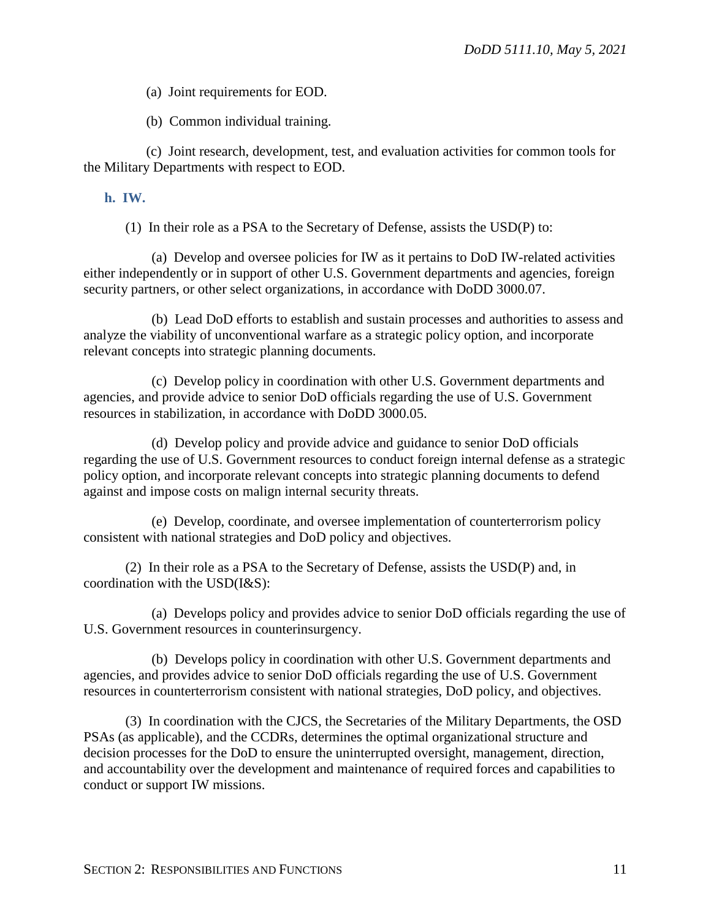(a) Joint requirements for EOD.

(b) Common individual training.

(c) Joint research, development, test, and evaluation activities for common tools for the Military Departments with respect to EOD.

**h. IW.**

(1) In their role as a PSA to the Secretary of Defense, assists the USD(P) to:

(a) Develop and oversee policies for IW as it pertains to DoD IW-related activities either independently or in support of other U.S. Government departments and agencies, foreign security partners, or other select organizations, in accordance with DoDD 3000.07.

(b) Lead DoD efforts to establish and sustain processes and authorities to assess and analyze the viability of unconventional warfare as a strategic policy option, and incorporate relevant concepts into strategic planning documents.

(c) Develop policy in coordination with other U.S. Government departments and agencies, and provide advice to senior DoD officials regarding the use of U.S. Government resources in stabilization, in accordance with DoDD 3000.05.

(d) Develop policy and provide advice and guidance to senior DoD officials regarding the use of U.S. Government resources to conduct foreign internal defense as a strategic policy option, and incorporate relevant concepts into strategic planning documents to defend against and impose costs on malign internal security threats.

(e) Develop, coordinate, and oversee implementation of counterterrorism policy consistent with national strategies and DoD policy and objectives.

(2) In their role as a PSA to the Secretary of Defense, assists the USD(P) and, in coordination with the USD(I&S):

(a) Develops policy and provides advice to senior DoD officials regarding the use of U.S. Government resources in counterinsurgency.

(b) Develops policy in coordination with other U.S. Government departments and agencies, and provides advice to senior DoD officials regarding the use of U.S. Government resources in counterterrorism consistent with national strategies, DoD policy, and objectives.

(3) In coordination with the CJCS, the Secretaries of the Military Departments, the OSD PSAs (as applicable), and the CCDRs, determines the optimal organizational structure and decision processes for the DoD to ensure the uninterrupted oversight, management, direction, and accountability over the development and maintenance of required forces and capabilities to conduct or support IW missions.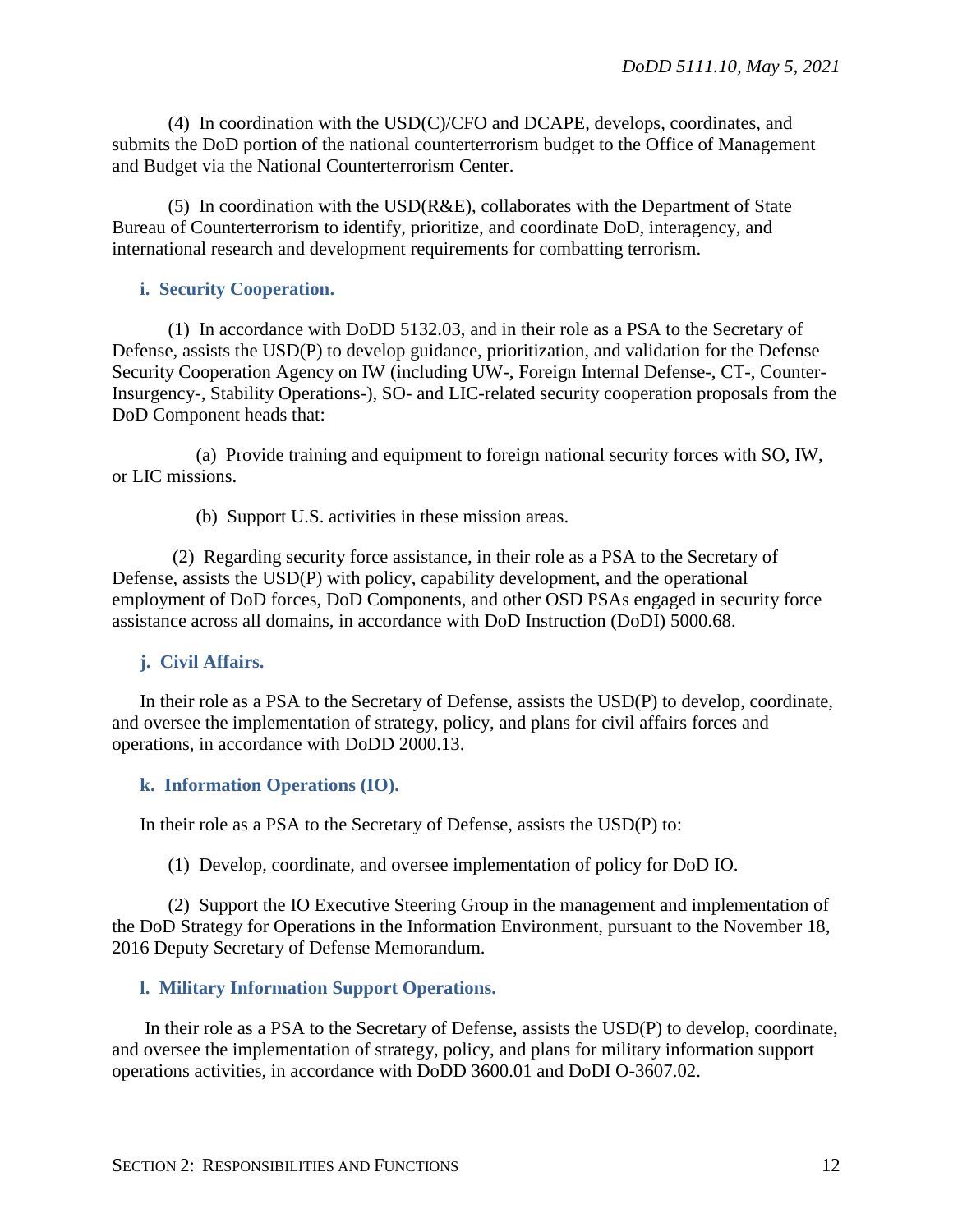(4) In coordination with the USD(C)/CFO and DCAPE, develops, coordinates, and submits the DoD portion of the national counterterrorism budget to the Office of Management and Budget via the National Counterterrorism Center.

(5) In coordination with the USD(R&E), collaborates with the Department of State Bureau of Counterterrorism to identify, prioritize, and coordinate DoD, interagency, and international research and development requirements for combatting terrorism.

**i. Security Cooperation.**

(1) In accordance with DoDD 5132.03, and in their role as a PSA to the Secretary of Defense, assists the USD(P) to develop guidance, prioritization, and validation for the Defense Security Cooperation Agency on IW (including UW-, Foreign Internal Defense-, CT-, Counter-Insurgency-, Stability Operations-), SO- and LIC-related security cooperation proposals from the DoD Component heads that:

(a) Provide training and equipment to foreign national security forces with SO, IW, or LIC missions.

(b) Support U.S. activities in these mission areas.

(2) Regarding security force assistance, in their role as a PSA to the Secretary of Defense, assists the USD(P) with policy, capability development, and the operational employment of DoD forces, DoD Components, and other OSD PSAs engaged in security force assistance across all domains, in accordance with DoD Instruction (DoDI) 5000.68.

**j. Civil Affairs.**

In their role as a PSA to the Secretary of Defense, assists the USD(P) to develop, coordinate, and oversee the implementation of strategy, policy, and plans for civil affairs forces and operations, in accordance with DoDD 2000.13.

**k. Information Operations (IO).**

In their role as a PSA to the Secretary of Defense, assists the USD(P) to:

(1) Develop, coordinate, and oversee implementation of policy for DoD IO.

(2) Support the IO Executive Steering Group in the management and implementation of the DoD Strategy for Operations in the Information Environment, pursuant to the November 18, 2016 Deputy Secretary of Defense Memorandum.

**l. Military Information Support Operations.**

In their role as a PSA to the Secretary of Defense, assists the USD(P) to develop, coordinate, and oversee the implementation of strategy, policy, and plans for military information support operations activities, in accordance with DoDD 3600.01 and DoDI O-3607.02.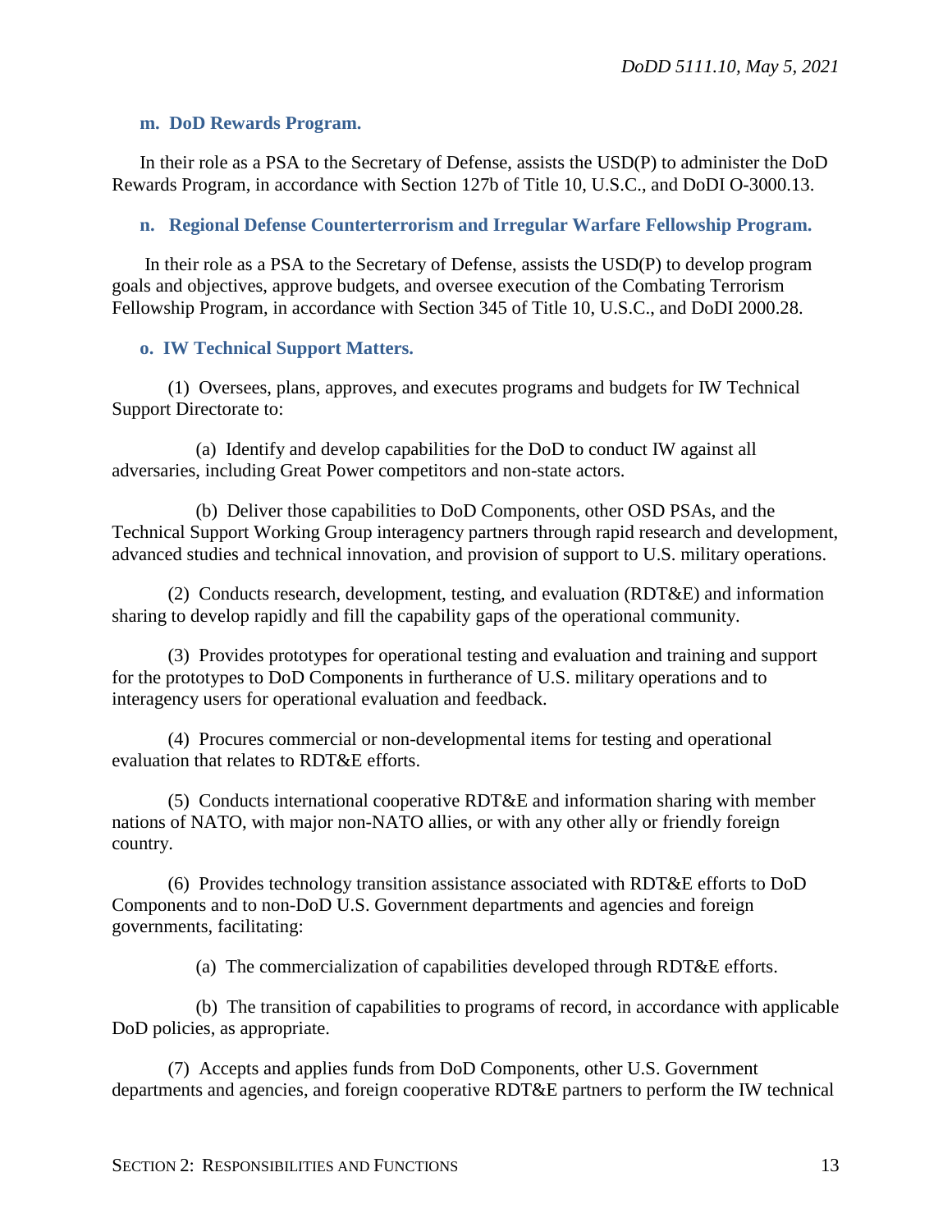**m. DoD Rewards Program.**

In their role as a PSA to the Secretary of Defense, assists the USD(P) to administer the DoD Rewards Program, in accordance with Section 127b of Title 10, U.S.C., and DoDI O-3000.13.

**n. Regional Defense Counterterrorism and Irregular Warfare Fellowship Program.**

In their role as a PSA to the Secretary of Defense, assists the USD(P) to develop program goals and objectives, approve budgets, and oversee execution of the Combating Terrorism Fellowship Program, in accordance with Section 345 of Title 10, U.S.C., and DoDI 2000.28.

**o. IW Technical Support Matters.**

(1) Oversees, plans, approves, and executes programs and budgets for IW Technical Support Directorate to:

(a) Identify and develop capabilities for the DoD to conduct IW against all adversaries, including Great Power competitors and non-state actors.

(b) Deliver those capabilities to DoD Components, other OSD PSAs, and the Technical Support Working Group interagency partners through rapid research and development, advanced studies and technical innovation, and provision of support to U.S. military operations.

(2) Conducts research, development, testing, and evaluation (RDT&E) and information sharing to develop rapidly and fill the capability gaps of the operational community.

(3) Provides prototypes for operational testing and evaluation and training and support for the prototypes to DoD Components in furtherance of U.S. military operations and to interagency users for operational evaluation and feedback.

(4) Procures commercial or non-developmental items for testing and operational evaluation that relates to RDT&E efforts.

(5) Conducts international cooperative RDT&E and information sharing with member nations of NATO, with major non-NATO allies, or with any other ally or friendly foreign country.

(6) Provides technology transition assistance associated with RDT&E efforts to DoD Components and to non-DoD U.S. Government departments and agencies and foreign governments, facilitating:

(a) The commercialization of capabilities developed through RDT&E efforts.

(b) The transition of capabilities to programs of record, in accordance with applicable DoD policies, as appropriate.

(7) Accepts and applies funds from DoD Components, other U.S. Government departments and agencies, and foreign cooperative RDT&E partners to perform the IW technical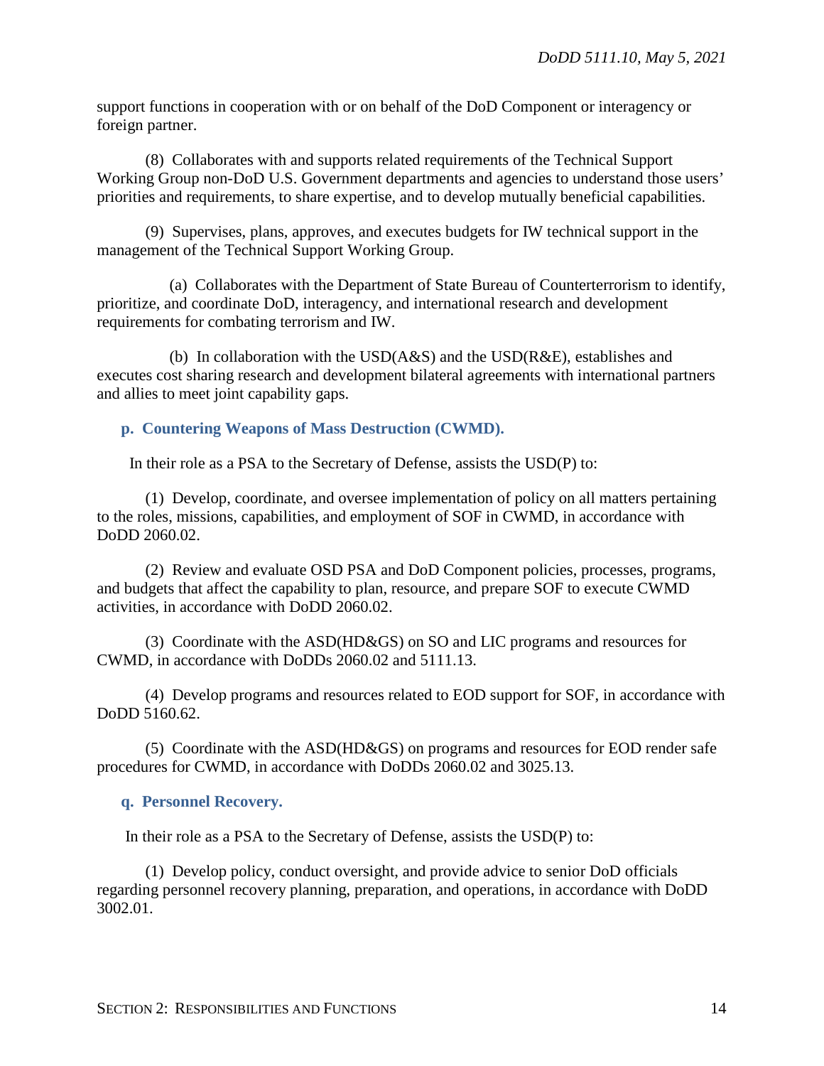support functions in cooperation with or on behalf of the DoD Component or interagency or foreign partner.

(8) Collaborates with and supports related requirements of the Technical Support Working Group non-DoD U.S. Government departments and agencies to understand those users' priorities and requirements, to share expertise, and to develop mutually beneficial capabilities.

(9) Supervises, plans, approves, and executes budgets for IW technical support in the management of the Technical Support Working Group.

(a) Collaborates with the Department of State Bureau of Counterterrorism to identify, prioritize, and coordinate DoD, interagency, and international research and development requirements for combating terrorism and IW.

(b) In collaboration with the USD(A&S) and the USD(R&E), establishes and executes cost sharing research and development bilateral agreements with international partners and allies to meet joint capability gaps.

**p. Countering Weapons of Mass Destruction (CWMD).**

In their role as a PSA to the Secretary of Defense, assists the USD(P) to:

(1) Develop, coordinate, and oversee implementation of policy on all matters pertaining to the roles, missions, capabilities, and employment of SOF in CWMD, in accordance with DoDD 2060.02.

(2) Review and evaluate OSD PSA and DoD Component policies, processes, programs, and budgets that affect the capability to plan, resource, and prepare SOF to execute CWMD activities, in accordance with DoDD 2060.02.

(3) Coordinate with the ASD(HD&GS) on SO and LIC programs and resources for CWMD, in accordance with DoDDs 2060.02 and 5111.13.

(4) Develop programs and resources related to EOD support for SOF, in accordance with DoDD 5160.62.

(5) Coordinate with the ASD(HD&GS) on programs and resources for EOD render safe procedures for CWMD, in accordance with DoDDs 2060.02 and 3025.13.

**q. Personnel Recovery.**

In their role as a PSA to the Secretary of Defense, assists the USD(P) to:

(1) Develop policy, conduct oversight, and provide advice to senior DoD officials regarding personnel recovery planning, preparation, and operations, in accordance with DoDD 3002.01.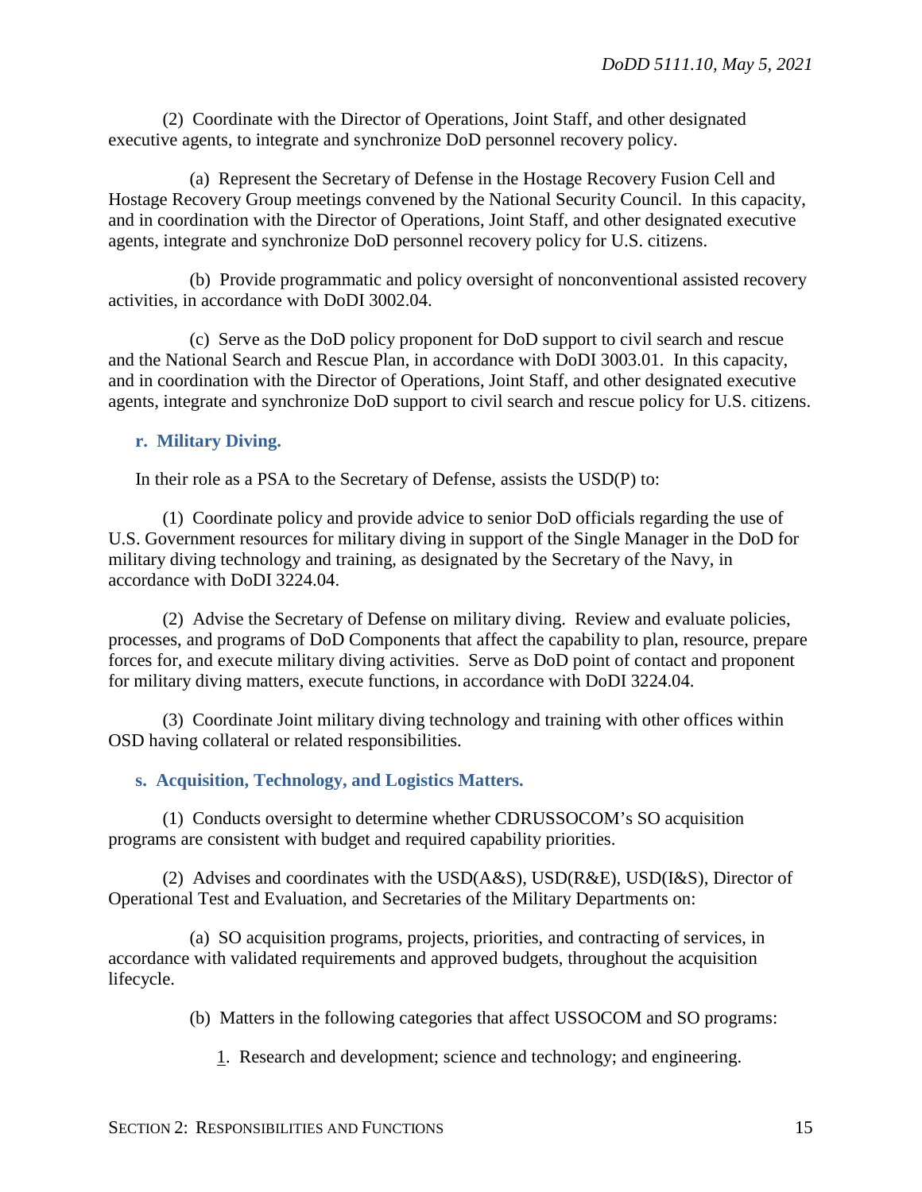(2) Coordinate with the Director of Operations, Joint Staff, and other designated executive agents, to integrate and synchronize DoD personnel recovery policy.

(a) Represent the Secretary of Defense in the Hostage Recovery Fusion Cell and Hostage Recovery Group meetings convened by the National Security Council. In this capacity, and in coordination with the Director of Operations, Joint Staff, and other designated executive agents, integrate and synchronize DoD personnel recovery policy for U.S. citizens.

(b) Provide programmatic and policy oversight of nonconventional assisted recovery activities, in accordance with DoDI 3002.04.

(c) Serve as the DoD policy proponent for DoD support to civil search and rescue and the National Search and Rescue Plan, in accordance with DoDI 3003.01. In this capacity, and in coordination with the Director of Operations, Joint Staff, and other designated executive agents, integrate and synchronize DoD support to civil search and rescue policy for U.S. citizens.

**r. Military Diving.**

In their role as a PSA to the Secretary of Defense, assists the USD(P) to:

(1) Coordinate policy and provide advice to senior DoD officials regarding the use of U.S. Government resources for military diving in support of the Single Manager in the DoD for military diving technology and training, as designated by the Secretary of the Navy, in accordance with DoDI 3224.04.

(2) Advise the Secretary of Defense on military diving. Review and evaluate policies, processes, and programs of DoD Components that affect the capability to plan, resource, prepare forces for, and execute military diving activities. Serve as DoD point of contact and proponent for military diving matters, execute functions, in accordance with DoDI 3224.04.

(3) Coordinate Joint military diving technology and training with other offices within OSD having collateral or related responsibilities.

**s. Acquisition, Technology, and Logistics Matters.**

(1) Conducts oversight to determine whether CDRUSSOCOM's SO acquisition programs are consistent with budget and required capability priorities.

(2) Advises and coordinates with the USD(A&S), USD(R&E), USD(I&S), Director of Operational Test and Evaluation, and Secretaries of the Military Departments on:

(a) SO acquisition programs, projects, priorities, and contracting of services, in accordance with validated requirements and approved budgets, throughout the acquisition lifecycle.

(b) Matters in the following categories that affect USSOCOM and SO programs:

1. Research and development; science and technology; and engineering.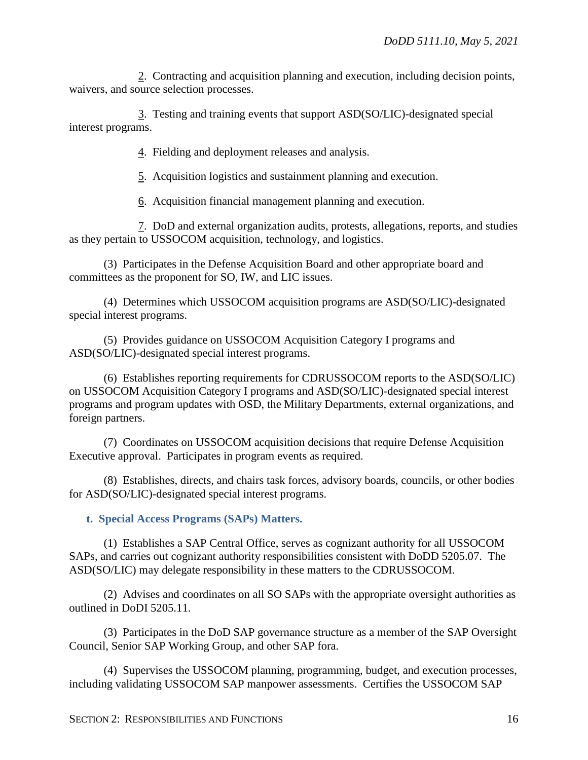2. Contracting and acquisition planning and execution, including decision points, waivers, and source selection processes.

3. Testing and training events that support ASD(SO/LIC)-designated special interest programs.

4. Fielding and deployment releases and analysis.

5. Acquisition logistics and sustainment planning and execution.

6. Acquisition financial management planning and execution.

7. DoD and external organization audits, protests, allegations, reports, and studies as they pertain to USSOCOM acquisition, technology, and logistics.

(3) Participates in the Defense Acquisition Board and other appropriate board and committees as the proponent for SO, IW, and LIC issues.

(4) Determines which USSOCOM acquisition programs are ASD(SO/LIC)-designated special interest programs.

(5) Provides guidance on USSOCOM Acquisition Category I programs and ASD(SO/LIC)-designated special interest programs.

(6) Establishes reporting requirements for CDRUSSOCOM reports to the ASD(SO/LIC) on USSOCOM Acquisition Category I programs and ASD(SO/LIC)-designated special interest programs and program updates with OSD, the Military Departments, external organizations, and foreign partners.

(7) Coordinates on USSOCOM acquisition decisions that require Defense Acquisition Executive approval. Participates in program events as required.

(8) Establishes, directs, and chairs task forces, advisory boards, councils, or other bodies for ASD(SO/LIC)-designated special interest programs.

**t. Special Access Programs (SAPs) Matters.**

(1) Establishes a SAP Central Office, serves as cognizant authority for all USSOCOM SAPs, and carries out cognizant authority responsibilities consistent with DoDD 5205.07. The ASD(SO/LIC) may delegate responsibility in these matters to the CDRUSSOCOM.

(2) Advises and coordinates on all SO SAPs with the appropriate oversight authorities as outlined in DoDI 5205.11.

(3) Participates in the DoD SAP governance structure as a member of the SAP Oversight Council, Senior SAP Working Group, and other SAP fora.

(4) Supervises the USSOCOM planning, programming, budget, and execution processes, including validating USSOCOM SAP manpower assessments. Certifies the USSOCOM SAP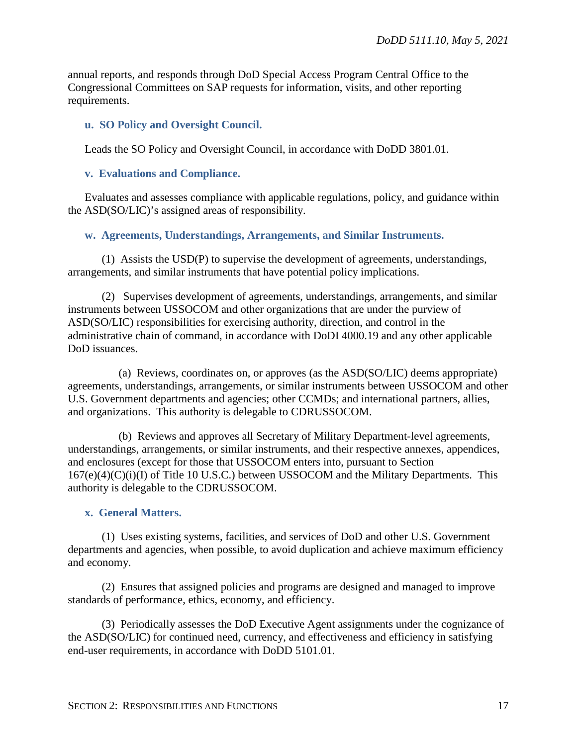annual reports, and responds through DoD Special Access Program Central Office to the Congressional Committees on SAP requests for information, visits, and other reporting requirements.

**u. SO Policy and Oversight Council.**

Leads the SO Policy and Oversight Council, in accordance with DoDD 3801.01.

**v. Evaluations and Compliance.**

Evaluates and assesses compliance with applicable regulations, policy, and guidance within the ASD(SO/LIC)'s assigned areas of responsibility.

**w. Agreements, Understandings, Arrangements, and Similar Instruments.**

(1) Assists the USD(P) to supervise the development of agreements, understandings, arrangements, and similar instruments that have potential policy implications.

(2) Supervises development of agreements, understandings, arrangements, and similar instruments between USSOCOM and other organizations that are under the purview of ASD(SO/LIC) responsibilities for exercising authority, direction, and control in the administrative chain of command, in accordance with DoDI 4000.19 and any other applicable DoD issuances.

(a) Reviews, coordinates on, or approves (as the ASD(SO/LIC) deems appropriate) agreements, understandings, arrangements, or similar instruments between USSOCOM and other U.S. Government departments and agencies; other CCMDs; and international partners, allies, and organizations. This authority is delegable to CDRUSSOCOM.

(b) Reviews and approves all Secretary of Military Department-level agreements, understandings, arrangements, or similar instruments, and their respective annexes, appendices, and enclosures (except for those that USSOCOM enters into, pursuant to Section 167(e)(4)(C)(i)(I) of Title 10 U.S.C.) between USSOCOM and the Military Departments. This authority is delegable to the CDRUSSOCOM.

**x. General Matters.**

(1) Uses existing systems, facilities, and services of DoD and other U.S. Government departments and agencies, when possible, to avoid duplication and achieve maximum efficiency and economy.

(2) Ensures that assigned policies and programs are designed and managed to improve standards of performance, ethics, economy, and efficiency.

(3) Periodically assesses the DoD Executive Agent assignments under the cognizance of the ASD(SO/LIC) for continued need, currency, and effectiveness and efficiency in satisfying end-user requirements, in accordance with DoDD 5101.01.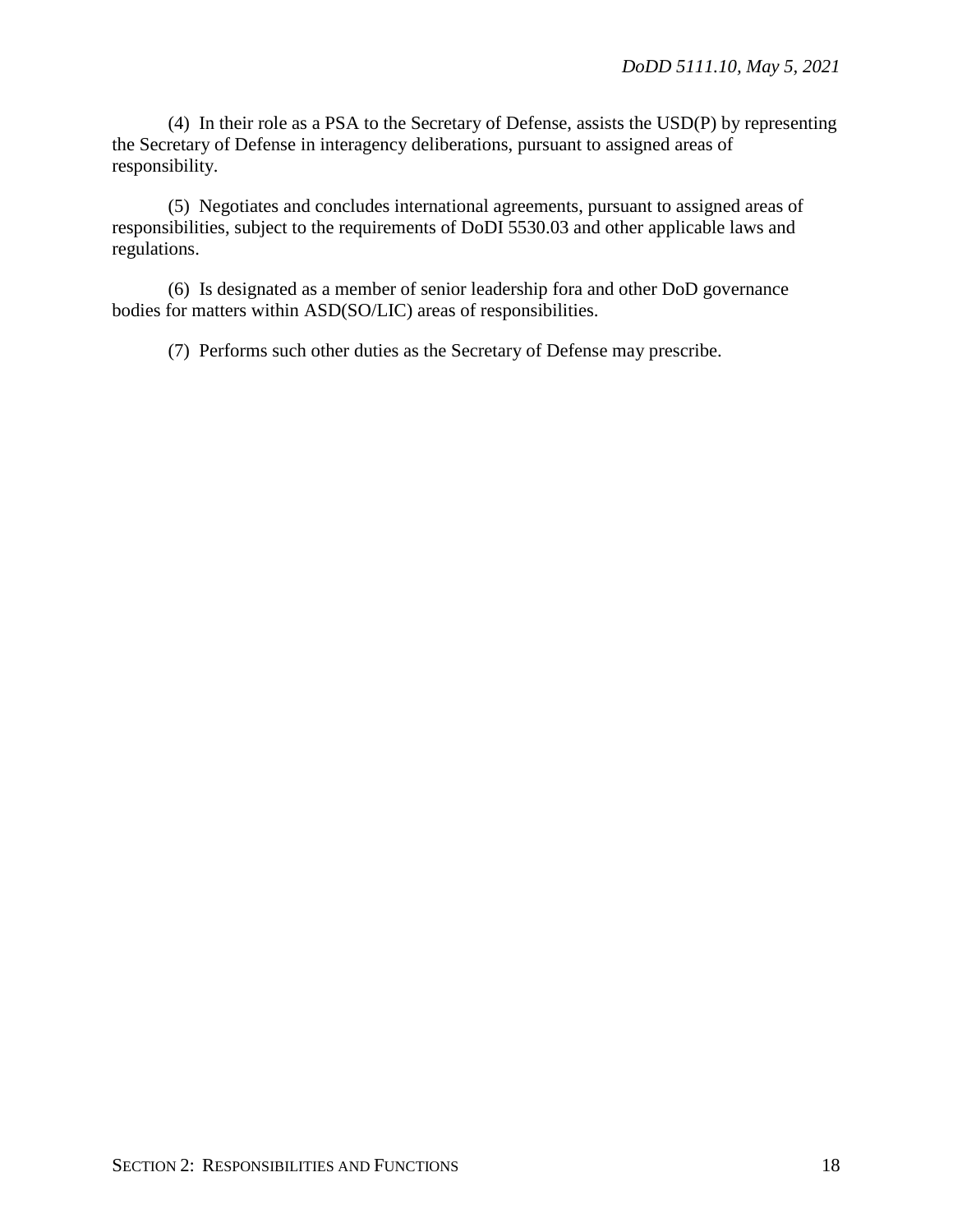(4) In their role as a PSA to the Secretary of Defense, assists the USD(P) by representing the Secretary of Defense in interagency deliberations, pursuant to assigned areas of responsibility.

(5) Negotiates and concludes international agreements, pursuant to assigned areas of responsibilities, subject to the requirements of DoDI 5530.03 and other applicable laws and regulations.

(6) Is designated as a member of senior leadership fora and other DoD governance bodies for matters within ASD(SO/LIC) areas of responsibilities.

(7) Performs such other duties as the Secretary of Defense may prescribe.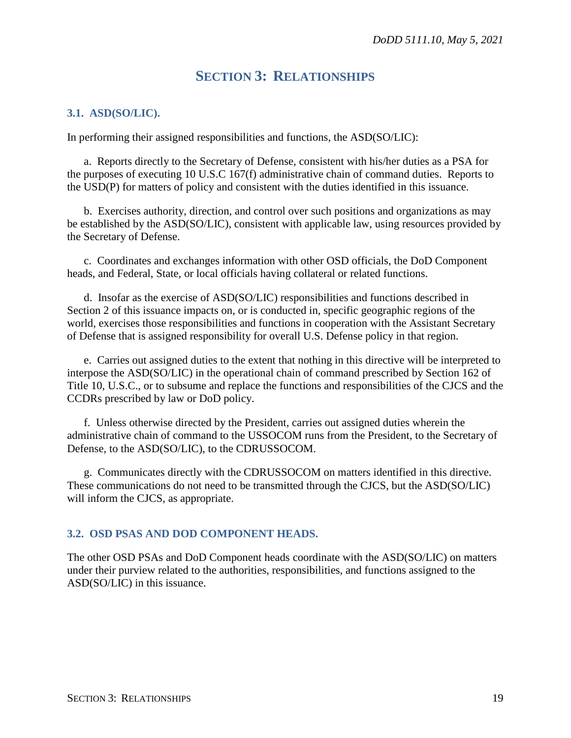# SECTION 3: RELATIONSHIPS

## 3.1. ASD(SO/LIC).

In performing their assigned responsibilities and functions, the ASD(SO/LIC):

a. Reports directly to the Secretary of Defense, consistent with his/her duties as a PSA for the purposes of executing 10 U.S.C 167(f) administrative chain of command duties. Reports to the USD(P) for matters of policy and consistent with the duties identified in this issuance.

b. Exercises authority, direction, and control over such positions and organizations as may be established by the ASD(SO/LIC), consistent with applicable law, using resources provided by the Secretary of Defense.

c. Coordinates and exchanges information with other OSD officials, the DoD Component heads, and Federal, State, or local officials having collateral or related functions.

d. Insofar as the exercise of ASD(SO/LIC) responsibilities and functions described in Section 2 of this issuance impacts on, or is conducted in, specific geographic regions of the world, exercises those responsibilities and functions in cooperation with the Assistant Secretary of Defense that is assigned responsibility for overall U.S. Defense policy in that region.

e. Carries out assigned duties to the extent that nothing in this directive will be interpreted to interpose the ASD(SO/LIC) in the operational chain of command prescribed by Section 162 of Title 10, U.S.C., or to subsume and replace the functions and responsibilities of the CJCS and the CCDRs prescribed by law or DoD policy.

f. Unless otherwise directed by the President, carries out assigned duties wherein the administrative chain of command to the USSOCOM runs from the President, to the Secretary of Defense, to the ASD(SO/LIC), to the CDRUSSOCOM.

g. Communicates directly with the CDRUSSOCOM on matters identified in this directive. These communications do not need to be transmitted through the CJCS, but the ASD(SO/LIC) will inform the CJCS, as appropriate.

## 3.2. OSD PSAS AND DOD COMPONENT HEADS.

The other OSD PSAs and DoD Component heads coordinate with the ASD(SO/LIC) on matters under their purview related to the authorities, responsibilities, and functions assigned to the ASD(SO/LIC) in this issuance.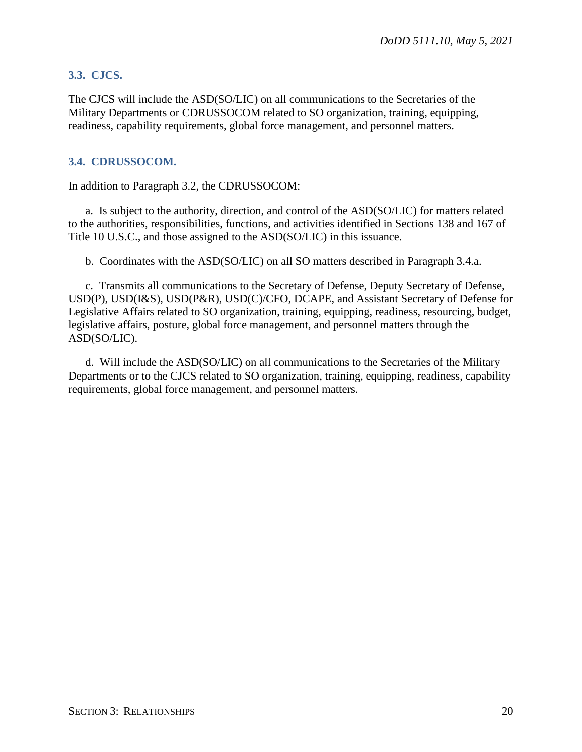### 3.3. CJCS.

The CJCS will include the ASD(SO/LIC) on all communications to the Secretaries of the Military Departments or CDRUSSOCOM related to SO organization, training, equipping, readiness, capability requirements, global force management, and personnel matters.

### 3.4. CDRUSSOCOM.

In addition to Paragraph 3.2, the CDRUSSOCOM:

a. Is subject to the authority, direction, and control of the ASD(SO/LIC) for matters related to the authorities, responsibilities, functions, and activities identified in Sections 138 and 167 of Title 10 U.S.C., and those assigned to the ASD(SO/LIC) in this issuance.

b. Coordinates with the ASD(SO/LIC) on all SO matters described in Paragraph 3.4.a.

c. Transmits all communications to the Secretary of Defense, Deputy Secretary of Defense, USD(P), USD(I&S), USD(P&R), USD(C)/CFO, DCAPE, and Assistant Secretary of Defense for Legislative Affairs related to SO organization, training, equipping, readiness, resourcing, budget, legislative affairs, posture, global force management, and personnel matters through the ASD(SO/LIC).

d. Will include the ASD(SO/LIC) on all communications to the Secretaries of the Military Departments or to the CJCS related to SO organization, training, equipping, readiness, capability requirements, global force management, and personnel matters.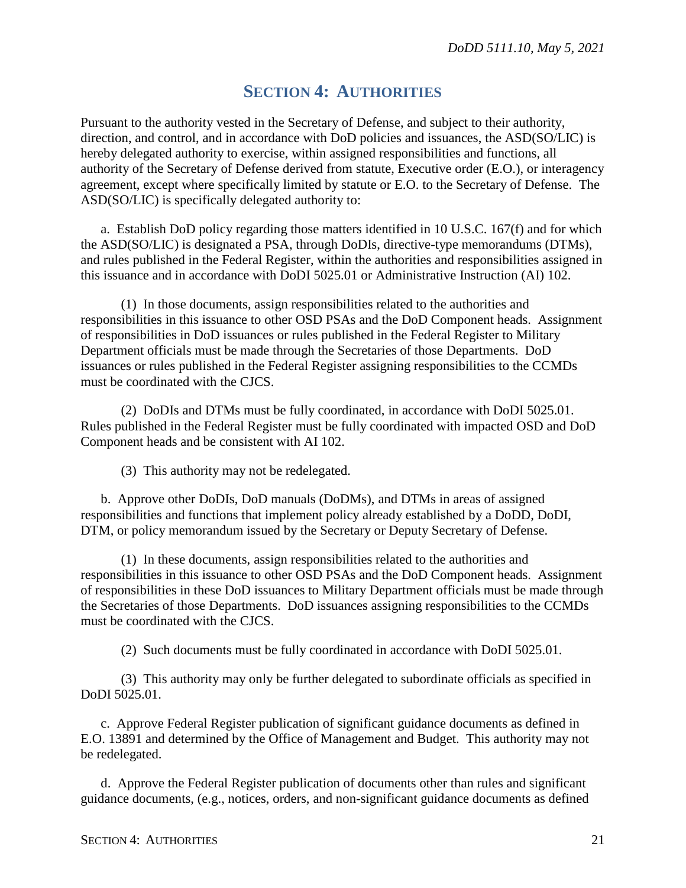## SECTION 4: AUTHORITIES

Pursuant to the authority vested in the Secretary of Defense, and subject to their authority, direction, and control, and in accordance with DoD policies and issuances, the ASD(SO/LIC) is hereby delegated authority to exercise, within assigned responsibilities and functions, all authority of the Secretary of Defense derived from statute, Executive order (E.O.), or interagency agreement, except where specifically limited by statute or E.O. to the Secretary of Defense. The ASD(SO/LIC) is specifically delegated authority to:

a. Establish DoD policy regarding those matters identified in 10 U.S.C. 167(f) and for which the ASD(SO/LIC) is designated a PSA, through DoDIs, directive-type memorandums (DTMs), and rules published in the Federal Register, within the authorities and responsibilities assigned in this issuance and in accordance with DoDI 5025.01 or Administrative Instruction (AI) 102.

(1) In those documents, assign responsibilities related to the authorities and responsibilities in this issuance to other OSD PSAs and the DoD Component heads. Assignment of responsibilities in DoD issuances or rules published in the Federal Register to Military Department officials must be made through the Secretaries of those Departments. DoD issuances or rules published in the Federal Register assigning responsibilities to the CCMDs must be coordinated with the CJCS.

(2) DoDIs and DTMs must be fully coordinated, in accordance with DoDI 5025.01. Rules published in the Federal Register must be fully coordinated with impacted OSD and DoD Component heads and be consistent with AI 102.

(3) This authority may not be redelegated.

b. Approve other DoDIs, DoD manuals (DoDMs), and DTMs in areas of assigned responsibilities and functions that implement policy already established by a DoDD, DoDI, DTM, or policy memorandum issued by the Secretary or Deputy Secretary of Defense.

(1) In these documents, assign responsibilities related to the authorities and responsibilities in this issuance to other OSD PSAs and the DoD Component heads. Assignment of responsibilities in these DoD issuances to Military Department officials must be made through the Secretaries of those Departments. DoD issuances assigning responsibilities to the CCMDs must be coordinated with the CJCS.

(2) Such documents must be fully coordinated in accordance with DoDI 5025.01.

(3) This authority may only be further delegated to subordinate officials as specified in DoDI 5025.01.

c. Approve Federal Register publication of significant guidance documents as defined in E.O. 13891 and determined by the Office of Management and Budget. This authority may not be redelegated.

d. Approve the Federal Register publication of documents other than rules and significant guidance documents, (e.g., notices, orders, and non-significant guidance documents as defined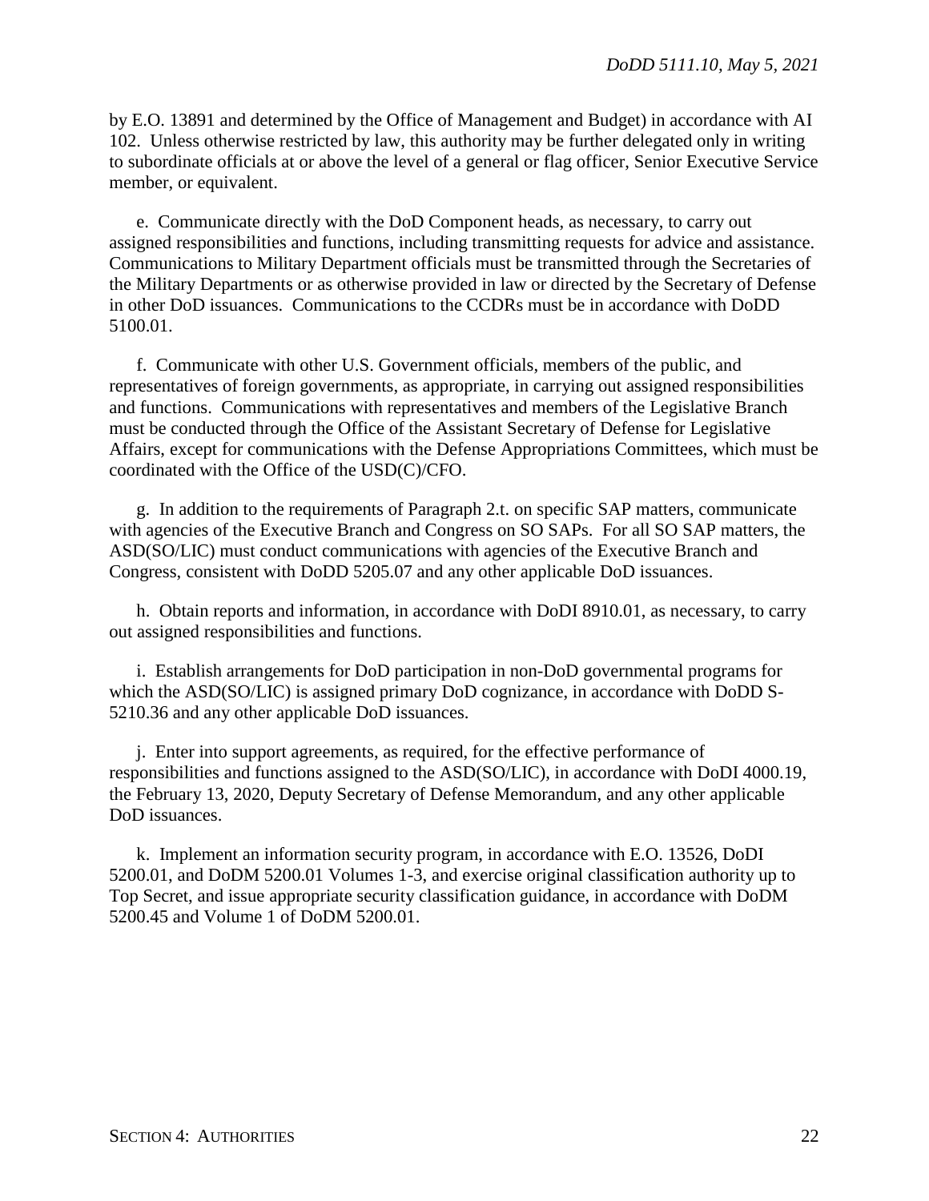by E.O. 13891 and determined by the Office of Management and Budget) in accordance with AI 102. Unless otherwise restricted by law, this authority may be further delegated only in writing to subordinate officials at or above the level of a general or flag officer, Senior Executive Service member, or equivalent.

e. Communicate directly with the DoD Component heads, as necessary, to carry out assigned responsibilities and functions, including transmitting requests for advice and assistance. Communications to Military Department officials must be transmitted through the Secretaries of the Military Departments or as otherwise provided in law or directed by the Secretary of Defense in other DoD issuances. Communications to the CCDRs must be in accordance with DoDD 5100.01.

f. Communicate with other U.S. Government officials, members of the public, and representatives of foreign governments, as appropriate, in carrying out assigned responsibilities and functions. Communications with representatives and members of the Legislative Branch must be conducted through the Office of the Assistant Secretary of Defense for Legislative Affairs, except for communications with the Defense Appropriations Committees, which must be coordinated with the Office of the USD(C)/CFO.

g. In addition to the requirements of Paragraph 2.t. on specific SAP matters, communicate with agencies of the Executive Branch and Congress on SO SAPs. For all SO SAP matters, the ASD(SO/LIC) must conduct communications with agencies of the Executive Branch and Congress, consistent with DoDD 5205.07 and any other applicable DoD issuances.

h. Obtain reports and information, in accordance with DoDI 8910.01, as necessary, to carry out assigned responsibilities and functions.

i. Establish arrangements for DoD participation in non-DoD governmental programs for which the ASD(SO/LIC) is assigned primary DoD cognizance, in accordance with DoDD S-5210.36 and any other applicable DoD issuances.

j. Enter into support agreements, as required, for the effective performance of responsibilities and functions assigned to the ASD(SO/LIC), in accordance with DoDI 4000.19, the February 13, 2020, Deputy Secretary of Defense Memorandum, and any other applicable DoD issuances.

k. Implement an information security program, in accordance with E.O. 13526, DoDI 5200.01, and DoDM 5200.01 Volumes 1-3, and exercise original classification authority up to Top Secret, and issue appropriate security classification guidance, in accordance with DoDM 5200.45 and Volume 1 of DoDM 5200.01.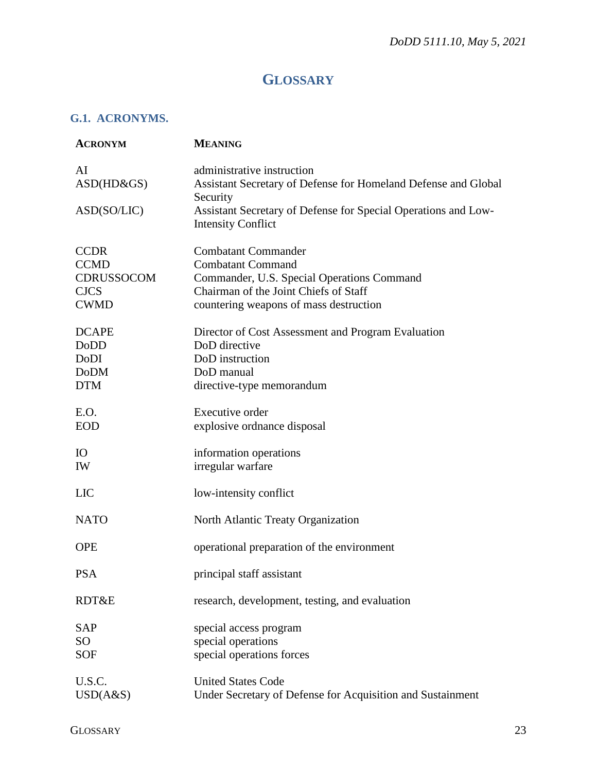# GLOSSARY

## G.1. ACRONYMS.

| ACRONYM | MEANING |
|---|---|
| AI | administrative instruction |
| ASD(HD&GS) | Assistant Secretary of Defense for Homeland Defense and Global Security |
| ASD(SO/LIC) | Assistant Secretary of Defense for Special Operations and Low-Intensity Conflict |
| CCDR | Combatant Commander |
| CCMD | Combatant Command |
| CDRUSSOCOM | Commander, U.S. Special Operations Command |
| CJCS | Chairman of the Joint Chiefs of Staff |
| CWMD | countering weapons of mass destruction |
| DCAPE | Director of Cost Assessment and Program Evaluation |
| DoDD | DoD directive |
| DoDI | DoD instruction |
| DoDM | DoD manual |
| DTM | directive-type memorandum |
| E.O. | Executive order |
| EOD | explosive ordnance disposal |
| IO | information operations |
| IW | irregular warfare |
| LIC | low-intensity conflict |
| NATO | North Atlantic Treaty Organization |
| OPE | operational preparation of the environment |
| PSA | principal staff assistant |
| RDT&E | research, development, testing, and evaluation |
| SAP | special access program |
| SO | special operations |
| SOF | special operations forces |
| U.S.C. | United States Code |
| USD(A&S) | Under Secretary of Defense for Acquisition and Sustainment |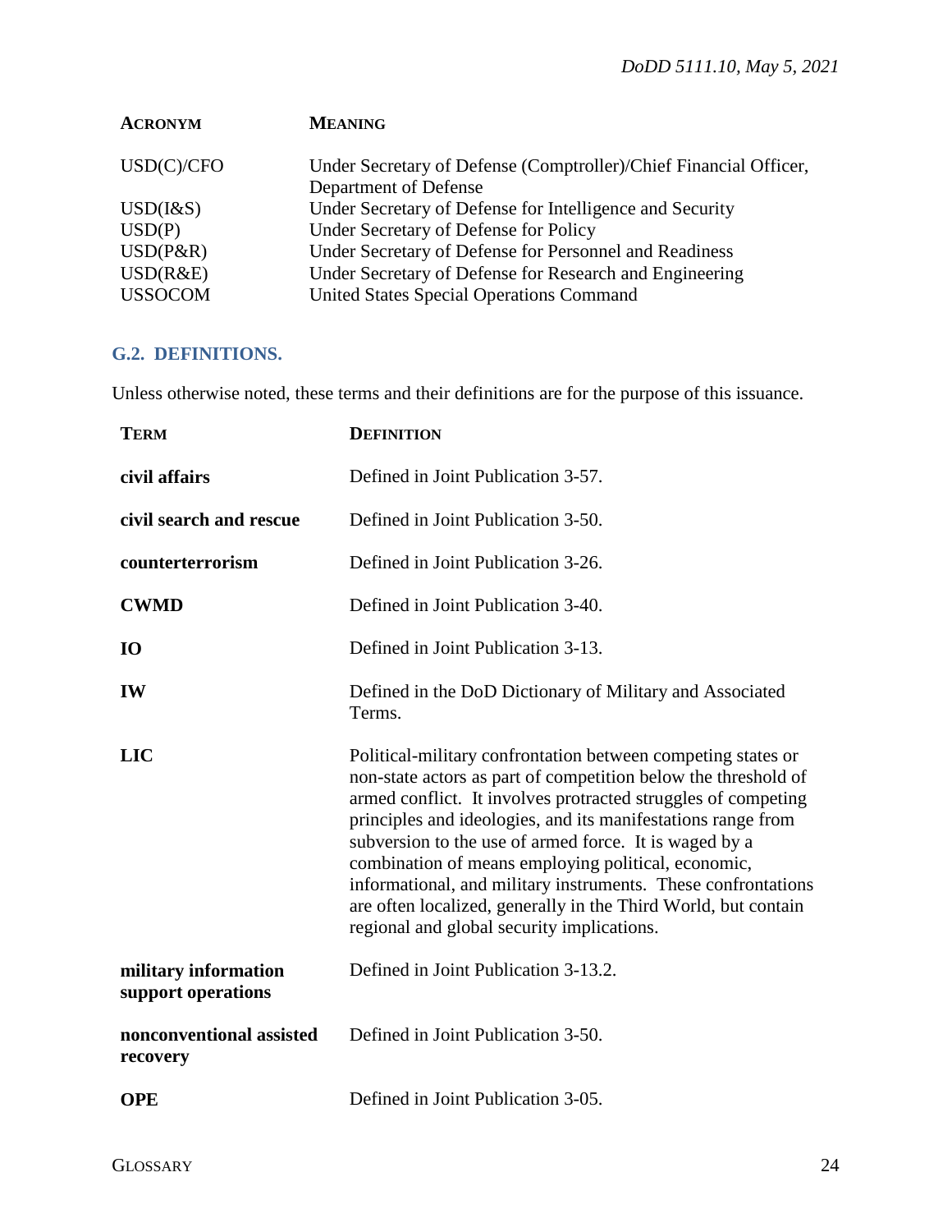| **ACRONYM** | **MEANING** |
|---|---|
| USD(C)/CFO | Under Secretary of Defense (Comptroller)/Chief Financial Officer, Department of Defense |
| USD(I&S) | Under Secretary of Defense for Intelligence and Security |
| USD(P) | Under Secretary of Defense for Policy |
| USD(P&R) | Under Secretary of Defense for Personnel and Readiness |
| USD(R&E) | Under Secretary of Defense for Research and Engineering |
| USSOCOM | United States Special Operations Command |

## G.2. DEFINITIONS.

Unless otherwise noted, these terms and their definitions are for the purpose of this issuance.

| **TERM** | **DEFINITION** |
|---|---|
| **civil affairs** | Defined in Joint Publication 3-57. |
| **civil search and rescue** | Defined in Joint Publication 3-50. |
| **counterterrorism** | Defined in Joint Publication 3-26. |
| **CWMD** | Defined in Joint Publication 3-40. |
| **IO** | Defined in Joint Publication 3-13. |
| **IW** | Defined in the DoD Dictionary of Military and Associated Terms. |
| **LIC** | Political-military confrontation between competing states or non-state actors as part of competition below the threshold of armed conflict. It involves protracted struggles of competing principles and ideologies, and its manifestations range from subversion to the use of armed force. It is waged by a combination of means employing political, economic, informational, and military instruments. These confrontations are often localized, generally in the Third World, but contain regional and global security implications. |
| **military information support operations** | Defined in Joint Publication 3-13.2. |
| **nonconventional assisted recovery** | Defined in Joint Publication 3-50. |
| **OPE** | Defined in Joint Publication 3-05. |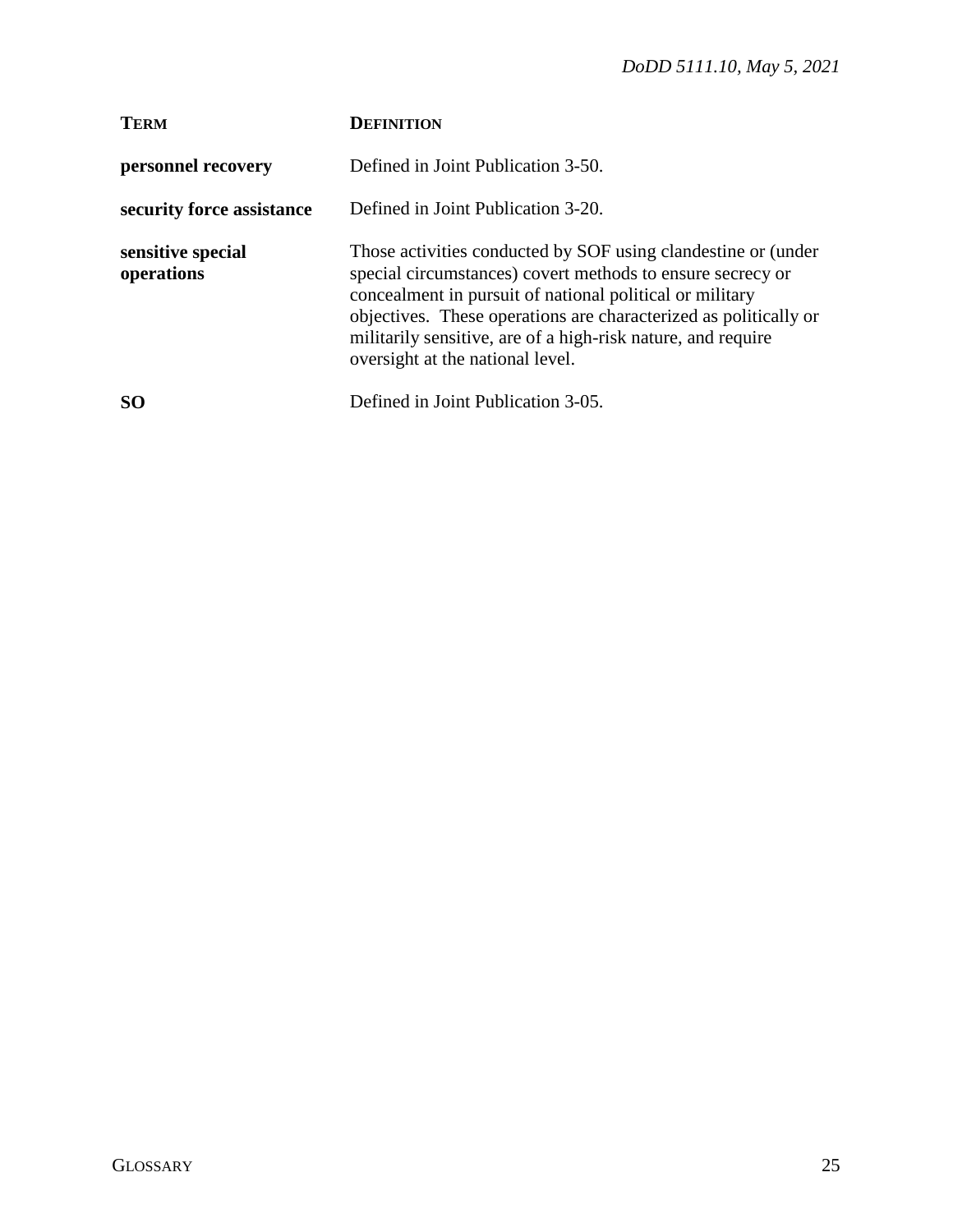| TERM | DEFINITION |
| --- | --- |
| **personnel recovery** | Defined in Joint Publication 3-50. |
| **security force assistance** | Defined in Joint Publication 3-20. |
| **sensitive special operations** | Those activities conducted by SOF using clandestine or (under special circumstances) covert methods to ensure secrecy or concealment in pursuit of national political or military objectives. These operations are characterized as politically or militarily sensitive, are of a high-risk nature, and require oversight at the national level. |
| **SO** | Defined in Joint Publication 3-05. |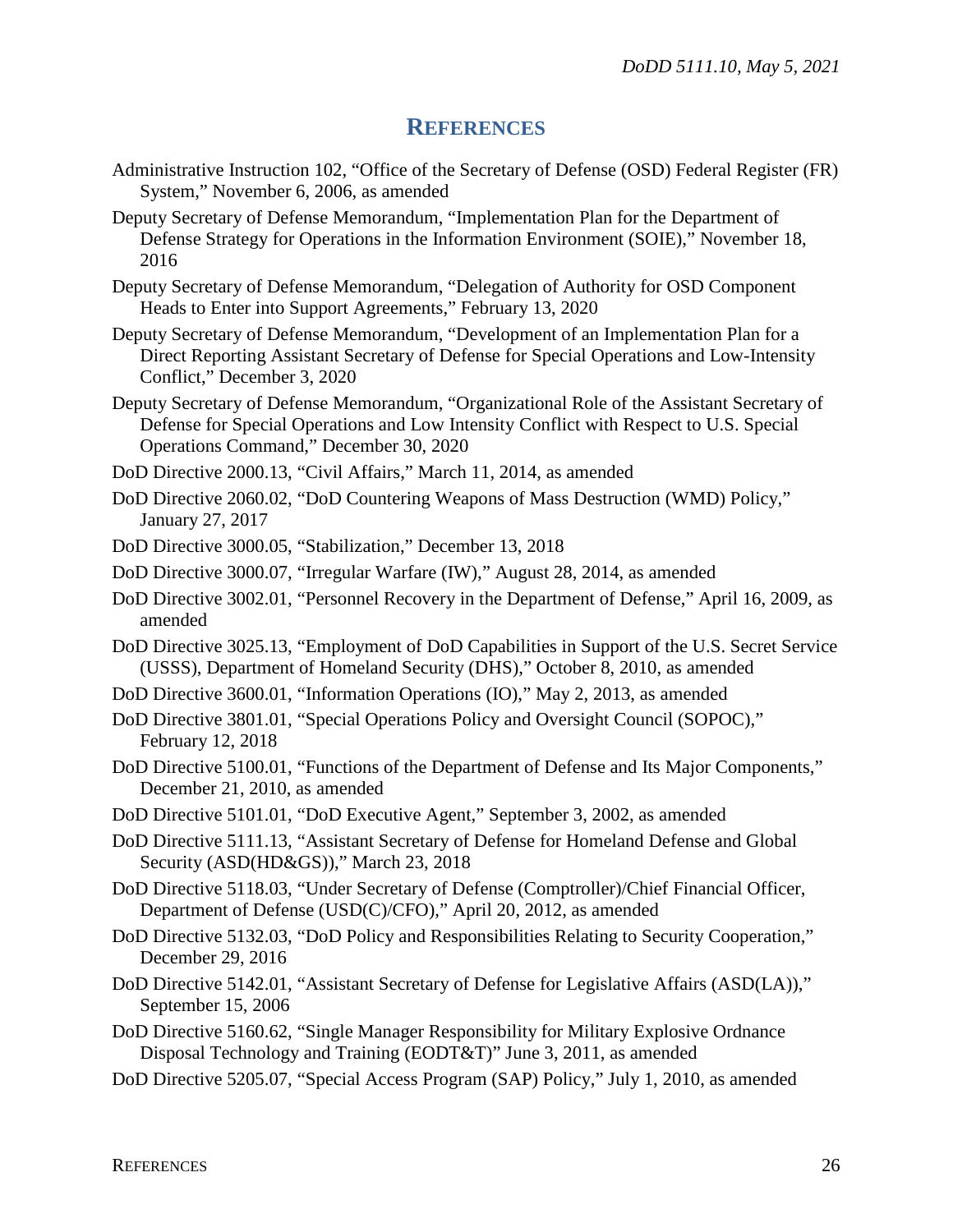# REFERENCES

Administrative Instruction 102, "Office of the Secretary of Defense (OSD) Federal Register (FR) System," November 6, 2006, as amended

Deputy Secretary of Defense Memorandum, "Implementation Plan for the Department of Defense Strategy for Operations in the Information Environment (SOIE)," November 18, 2016

Deputy Secretary of Defense Memorandum, "Delegation of Authority for OSD Component Heads to Enter into Support Agreements," February 13, 2020

Deputy Secretary of Defense Memorandum, "Development of an Implementation Plan for a Direct Reporting Assistant Secretary of Defense for Special Operations and Low-Intensity Conflict," December 3, 2020

Deputy Secretary of Defense Memorandum, "Organizational Role of the Assistant Secretary of Defense for Special Operations and Low Intensity Conflict with Respect to U.S. Special Operations Command," December 30, 2020

DoD Directive 2000.13, "Civil Affairs," March 11, 2014, as amended

DoD Directive 2060.02, "DoD Countering Weapons of Mass Destruction (WMD) Policy," January 27, 2017

DoD Directive 3000.05, "Stabilization," December 13, 2018

DoD Directive 3000.07, "Irregular Warfare (IW)," August 28, 2014, as amended

DoD Directive 3002.01, "Personnel Recovery in the Department of Defense," April 16, 2009, as amended

DoD Directive 3025.13, "Employment of DoD Capabilities in Support of the U.S. Secret Service (USSS), Department of Homeland Security (DHS)," October 8, 2010, as amended

DoD Directive 3600.01, "Information Operations (IO)," May 2, 2013, as amended

DoD Directive 3801.01, "Special Operations Policy and Oversight Council (SOPOC)," February 12, 2018

DoD Directive 5100.01, "Functions of the Department of Defense and Its Major Components," December 21, 2010, as amended

DoD Directive 5101.01, "DoD Executive Agent," September 3, 2002, as amended

DoD Directive 5111.13, "Assistant Secretary of Defense for Homeland Defense and Global Security (ASD(HD&GS))," March 23, 2018

DoD Directive 5118.03, "Under Secretary of Defense (Comptroller)/Chief Financial Officer, Department of Defense (USD(C)/CFO)," April 20, 2012, as amended

DoD Directive 5132.03, "DoD Policy and Responsibilities Relating to Security Cooperation," December 29, 2016

DoD Directive 5142.01, "Assistant Secretary of Defense for Legislative Affairs (ASD(LA))," September 15, 2006

DoD Directive 5160.62, "Single Manager Responsibility for Military Explosive Ordnance Disposal Technology and Training (EODT&T)" June 3, 2011, as amended

DoD Directive 5205.07, "Special Access Program (SAP) Policy," July 1, 2010, as amended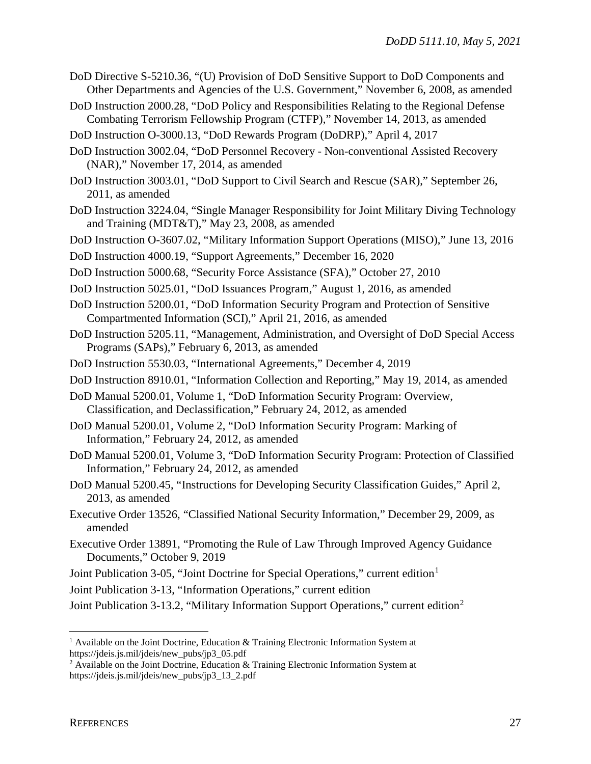DoD Directive S-5210.36, "(U) Provision of DoD Sensitive Support to DoD Components and Other Departments and Agencies of the U.S. Government," November 6, 2008, as amended

DoD Instruction 2000.28, "DoD Policy and Responsibilities Relating to the Regional Defense Combating Terrorism Fellowship Program (CTFP)," November 14, 2013, as amended

DoD Instruction O-3000.13, "DoD Rewards Program (DoDRP)," April 4, 2017

DoD Instruction 3002.04, "DoD Personnel Recovery - Non-conventional Assisted Recovery (NAR)," November 17, 2014, as amended

DoD Instruction 3003.01, "DoD Support to Civil Search and Rescue (SAR)," September 26, 2011, as amended

DoD Instruction 3224.04, "Single Manager Responsibility for Joint Military Diving Technology and Training (MDT&T)," May 23, 2008, as amended

DoD Instruction O-3607.02, "Military Information Support Operations (MISO)," June 13, 2016

DoD Instruction 4000.19, "Support Agreements," December 16, 2020

DoD Instruction 5000.68, "Security Force Assistance (SFA)," October 27, 2010

DoD Instruction 5025.01, "DoD Issuances Program," August 1, 2016, as amended

DoD Instruction 5200.01, "DoD Information Security Program and Protection of Sensitive Compartmented Information (SCI)," April 21, 2016, as amended

DoD Instruction 5205.11, "Management, Administration, and Oversight of DoD Special Access Programs (SAPs)," February 6, 2013, as amended

DoD Instruction 5530.03, "International Agreements," December 4, 2019

DoD Instruction 8910.01, "Information Collection and Reporting," May 19, 2014, as amended

DoD Manual 5200.01, Volume 1, "DoD Information Security Program: Overview, Classification, and Declassification," February 24, 2012, as amended

DoD Manual 5200.01, Volume 2, "DoD Information Security Program: Marking of Information," February 24, 2012, as amended

DoD Manual 5200.01, Volume 3, "DoD Information Security Program: Protection of Classified Information," February 24, 2012, as amended

DoD Manual 5200.45, "Instructions for Developing Security Classification Guides," April 2, 2013, as amended

Executive Order 13526, "Classified National Security Information," December 29, 2009, as amended

Executive Order 13891, "Promoting the Rule of Law Through Improved Agency Guidance Documents," October 9, 2019

Joint Publication 3-05, "Joint Doctrine for Special Operations," current edition[1]

Joint Publication 3-13, "Information Operations," current edition

Joint Publication 3-13.2, "Military Information Support Operations," current edition[2]

---

[1] Available on the Joint Doctrine, Education & Training Electronic Information System at https://jdeis.js.mil/jdeis/new_pubs/jp3_05.pdf

[2] Available on the Joint Doctrine, Education & Training Electronic Information System at https://jdeis.js.mil/jdeis/new_pubs/jp3_13_2.pdf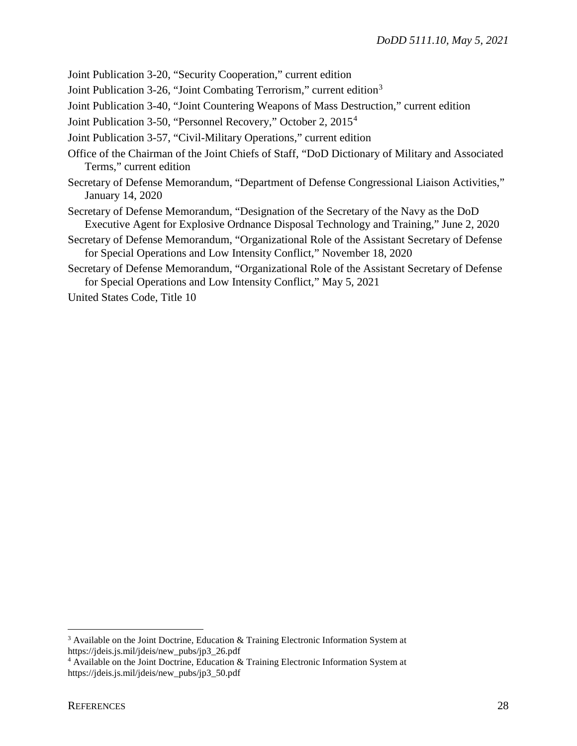Joint Publication 3-20, "Security Cooperation," current edition

Joint Publication 3-26, "Joint Combating Terrorism," current edition[3]

Joint Publication 3-40, "Joint Countering Weapons of Mass Destruction," current edition

Joint Publication 3-50, "Personnel Recovery," October 2, 2015[4]

Joint Publication 3-57, "Civil-Military Operations," current edition

Office of the Chairman of the Joint Chiefs of Staff, "DoD Dictionary of Military and Associated Terms," current edition

Secretary of Defense Memorandum, "Department of Defense Congressional Liaison Activities," January 14, 2020

Secretary of Defense Memorandum, "Designation of the Secretary of the Navy as the DoD Executive Agent for Explosive Ordnance Disposal Technology and Training," June 2, 2020

Secretary of Defense Memorandum, "Organizational Role of the Assistant Secretary of Defense for Special Operations and Low Intensity Conflict," November 18, 2020

Secretary of Defense Memorandum, "Organizational Role of the Assistant Secretary of Defense for Special Operations and Low Intensity Conflict," May 5, 2021

United States Code, Title 10

---

[3] Available on the Joint Doctrine, Education & Training Electronic Information System at https://jdeis.js.mil/jdeis/new_pubs/jp3_26.pdf

[4] Available on the Joint Doctrine, Education & Training Electronic Information System at https://jdeis.js.mil/jdeis/new_pubs/jp3_50.pdf